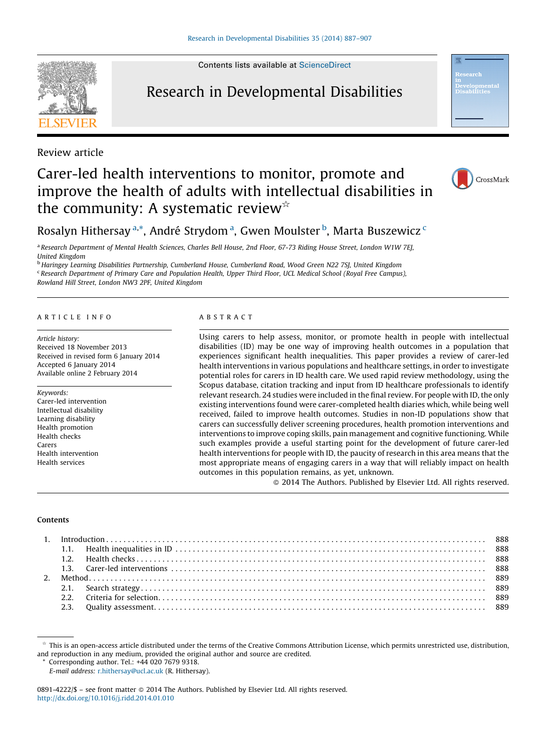Review article

# Carer-led health interventions to monitor, promote and improve the health of adults with intellectual disabilities in the community: A systematic review☆

Rosalyn Hithersay [a,*], André Strydom [a], Gwen Moulster [b], Marta Buszewicz [c]

[a] Research Department of Mental Health Sciences, Charles Bell House, 2nd Floor, 67-73 Riding House Street, London W1W 7EJ, United Kingdom

[b] Haringey Learning Disabilities Partnership, Cumberland House, Cumberland Road, Wood Green N22 7SJ, United Kingdom

[c] Research Department of Primary Care and Population Health, Upper Third Floor, UCL Medical School (Royal Free Campus), Rowland Hill Street, London NW3 2PF, United Kingdom

## ARTICLE INFO

*Article history:*
Received 18 November 2013
Received in revised form 6 January 2014
Accepted 6 January 2014
Available online 2 February 2014

*Keywords:*
Carer-led intervention
Intellectual disability
Learning disability
Health promotion
Health checks
Carers
Health intervention
Health services

## ABSTRACT

Using carers to help assess, monitor, or promote health in people with intellectual disabilities (ID) may be one way of improving health outcomes in a population that experiences significant health inequalities. This paper provides a review of carer-led health interventions in various populations and healthcare settings, in order to investigate potential roles for carers in ID health care. We used rapid review methodology, using the Scopus database, citation tracking and input from ID healthcare professionals to identify relevant research. 24 studies were included in the final review. For people with ID, the only existing interventions found were carer-completed health diaries which, while being well received, failed to improve health outcomes. Studies in non-ID populations show that carers can successfully deliver screening procedures, health promotion interventions and interventions to improve coping skills, pain management and cognitive functioning. While such examples provide a useful starting point for the development of future carer-led health interventions for people with ID, the paucity of research in this area means that the most appropriate means of engaging carers in a way that will reliably impact on health outcomes in this population remains, as yet, unknown.

© 2014 The Authors. Published by Elsevier Ltd. All rights reserved.

## Contents

1. Introduction . . . 888
   1.1. Health inequalities in ID . . . 888
   1.2. Health checks . . . 888
   1.3. Carer-led interventions . . . 888
2. Method . . . 889
   2.1. Search strategy . . . 889
   2.2. Criteria for selection . . . 889
   2.3. Quality assessment . . . 889

☆ This is an open-access article distributed under the terms of the Creative Commons Attribution License, which permits unrestricted use, distribution, and reproduction in any medium, provided the original author and source are credited.

\* Corresponding author. Tel.: +44 020 7679 9318.
*E-mail address:* r.hithersay@ucl.ac.uk (R. Hithersay).

0891-4222/$ – see front matter © 2014 The Authors. Published by Elsevier Ltd. All rights reserved.
http://dx.doi.org/10.1016/j.ridd.2014.01.010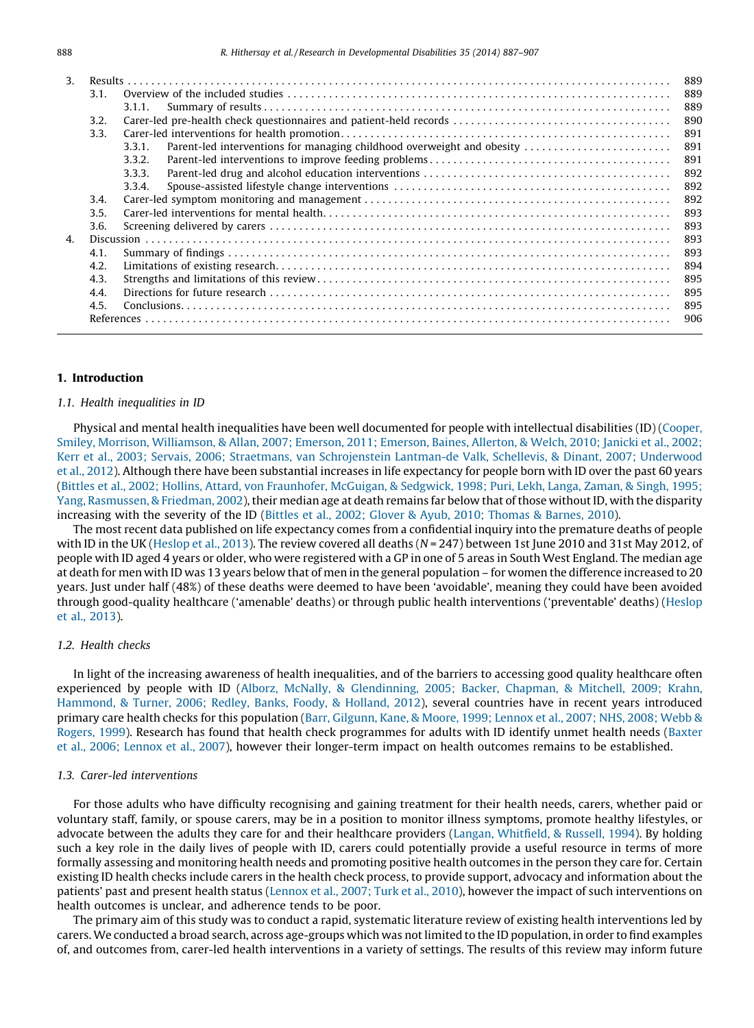| | | | |
|---|---|---|---|
| 3. | Results | | 889 |
| | 3.1. | Overview of the included studies | 889 |
| | | 3.1.1. Summary of results | 889 |
| | 3.2. | Carer-led pre-health check questionnaires and patient-held records | 890 |
| | 3.3. | Carer-led interventions for health promotion | 891 |
| | | 3.3.1. Parent-led interventions for managing childhood overweight and obesity | 891 |
| | | 3.3.2. Parent-led interventions to improve feeding problems | 891 |
| | | 3.3.3. Parent-led drug and alcohol education interventions | 892 |
| | | 3.3.4. Spouse-assisted lifestyle change interventions | 892 |
| | 3.4. | Carer-led symptom monitoring and management | 892 |
| | 3.5. | Carer-led interventions for mental health | 893 |
| | 3.6. | Screening delivered by carers | 893 |
| 4. | Discussion | | 893 |
| | 4.1. | Summary of findings | 893 |
| | 4.2. | Limitations of existing research | 894 |
| | 4.3. | Strengths and limitations of this review | 895 |
| | 4.4. | Directions for future research | 895 |
| | 4.5. | Conclusions | 895 |
| | References | | 906 |

## 1. Introduction

### 1.1. Health inequalities in ID

Physical and mental health inequalities have been well documented for people with intellectual disabilities (ID) (Cooper, Smiley, Morrison, Williamson, & Allan, 2007; Emerson, 2011; Emerson, Baines, Allerton, & Welch, 2010; Janicki et al., 2002; Kerr et al., 2003; Servais, 2006; Straetmans, van Schrojenstein Lantman-de Valk, Schellevis, & Dinant, 2007; Underwood et al., 2012). Although there have been substantial increases in life expectancy for people born with ID over the past 60 years (Bittles et al., 2002; Hollins, Attard, von Fraunhofer, McGuigan, & Sedgwick, 1998; Puri, Lekh, Langa, Zaman, & Singh, 1995; Yang, Rasmussen, & Friedman, 2002), their median age at death remains far below that of those without ID, with the disparity increasing with the severity of the ID (Bittles et al., 2002; Glover & Ayub, 2010; Thomas & Barnes, 2010).

The most recent data published on life expectancy comes from a confidential inquiry into the premature deaths of people with ID in the UK (Heslop et al., 2013). The review covered all deaths ($N = 247$) between 1st June 2010 and 31st May 2012, of people with ID aged 4 years or older, who were registered with a GP in one of 5 areas in South West England. The median age at death for men with ID was 13 years below that of men in the general population – for women the difference increased to 20 years. Just under half (48%) of these deaths were deemed to have been 'avoidable', meaning they could have been avoided through good-quality healthcare ('amenable' deaths) or through public health interventions ('preventable' deaths) (Heslop et al., 2013).

### 1.2. Health checks

In light of the increasing awareness of health inequalities, and of the barriers to accessing good quality healthcare often experienced by people with ID (Alborz, McNally, & Glendinning, 2005; Backer, Chapman, & Mitchell, 2009; Krahn, Hammond, & Turner, 2006; Redley, Banks, Foody, & Holland, 2012), several countries have in recent years introduced primary care health checks for this population (Barr, Gilgunn, Kane, & Moore, 1999; Lennox et al., 2007; NHS, 2008; Webb & Rogers, 1999). Research has found that health check programmes for adults with ID identify unmet health needs (Baxter et al., 2006; Lennox et al., 2007), however their longer-term impact on health outcomes remains to be established.

### 1.3. Carer-led interventions

For those adults who have difficulty recognising and gaining treatment for their health needs, carers, whether paid or voluntary staff, family, or spouse carers, may be in a position to monitor illness symptoms, promote healthy lifestyles, or advocate between the adults they care for and their healthcare providers (Langan, Whitfield, & Russell, 1994). By holding such a key role in the daily lives of people with ID, carers could potentially provide a useful resource in terms of more formally assessing and monitoring health needs and promoting positive health outcomes in the person they care for. Certain existing ID health checks include carers in the health check process, to provide support, advocacy and information about the patients' past and present health status (Lennox et al., 2007; Turk et al., 2010), however the impact of such interventions on health outcomes is unclear, and adherence tends to be poor.

The primary aim of this study was to conduct a rapid, systematic literature review of existing health interventions led by carers. We conducted a broad search, across age-groups which was not limited to the ID population, in order to find examples of, and outcomes from, carer-led health interventions in a variety of settings. The results of this review may inform future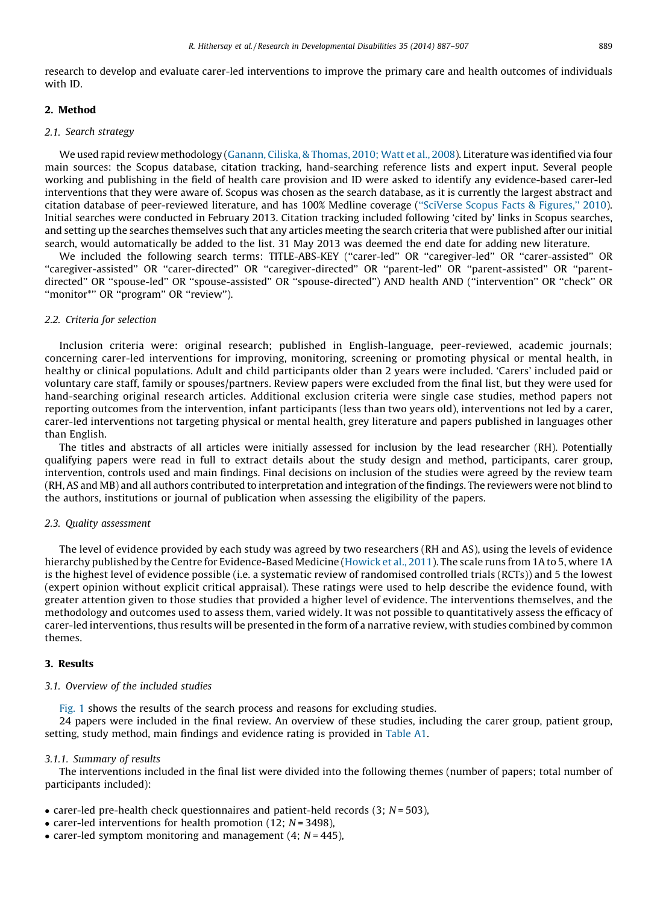research to develop and evaluate carer-led interventions to improve the primary care and health outcomes of individuals with ID.

## 2. Method

### 2.1. Search strategy

We used rapid review methodology (Ganann, Ciliska, & Thomas, 2010; Watt et al., 2008). Literature was identified via four main sources: the Scopus database, citation tracking, hand-searching reference lists and expert input. Several people working and publishing in the field of health care provision and ID were asked to identify any evidence-based carer-led interventions that they were aware of. Scopus was chosen as the search database, as it is currently the largest abstract and citation database of peer-reviewed literature, and has 100% Medline coverage (''SciVerse Scopus Facts & Figures,'' 2010). Initial searches were conducted in February 2013. Citation tracking included following 'cited by' links in Scopus searches, and setting up the searches themselves such that any articles meeting the search criteria that were published after our initial search, would automatically be added to the list. 31 May 2013 was deemed the end date for adding new literature.

We included the following search terms: TITLE-ABS-KEY (''carer-led'' OR ''caregiver-led'' OR ''carer-assisted'' OR ''caregiver-assisted'' OR ''carer-directed'' OR ''caregiver-directed'' OR ''parent-led'' OR ''parent-assisted'' OR ''parent-directed'' OR ''spouse-led'' OR ''spouse-assisted'' OR ''spouse-directed'') AND health AND (''intervention'' OR ''check'' OR ''monitor*'' OR ''program'' OR ''review'').

### 2.2. Criteria for selection

Inclusion criteria were: original research; published in English-language, peer-reviewed, academic journals; concerning carer-led interventions for improving, monitoring, screening or promoting physical or mental health, in healthy or clinical populations. Adult and child participants older than 2 years were included. 'Carers' included paid or voluntary care staff, family or spouses/partners. Review papers were excluded from the final list, but they were used for hand-searching original research articles. Additional exclusion criteria were single case studies, method papers not reporting outcomes from the intervention, infant participants (less than two years old), interventions not led by a carer, carer-led interventions not targeting physical or mental health, grey literature and papers published in languages other than English.

The titles and abstracts of all articles were initially assessed for inclusion by the lead researcher (RH). Potentially qualifying papers were read in full to extract details about the study design and method, participants, carer group, intervention, controls used and main findings. Final decisions on inclusion of the studies were agreed by the review team (RH, AS and MB) and all authors contributed to interpretation and integration of the findings. The reviewers were not blind to the authors, institutions or journal of publication when assessing the eligibility of the papers.

### 2.3. Quality assessment

The level of evidence provided by each study was agreed by two researchers (RH and AS), using the levels of evidence hierarchy published by the Centre for Evidence-Based Medicine (Howick et al., 2011). The scale runs from 1A to 5, where 1A is the highest level of evidence possible (i.e. a systematic review of randomised controlled trials (RCTs)) and 5 the lowest (expert opinion without explicit critical appraisal). These ratings were used to help describe the evidence found, with greater attention given to those studies that provided a higher level of evidence. The interventions themselves, and the methodology and outcomes used to assess them, varied widely. It was not possible to quantitatively assess the efficacy of carer-led interventions, thus results will be presented in the form of a narrative review, with studies combined by common themes.

## 3. Results

### 3.1. Overview of the included studies

Fig. 1 shows the results of the search process and reasons for excluding studies.

24 papers were included in the final review. An overview of these studies, including the carer group, patient group, setting, study method, main findings and evidence rating is provided in Table A1.

#### 3.1.1. Summary of results

The interventions included in the final list were divided into the following themes (number of papers; total number of participants included):

- carer-led pre-health check questionnaires and patient-held records (3; $N = 503$),
- carer-led interventions for health promotion (12; $N = 3498$),
- carer-led symptom monitoring and management (4; $N = 445$),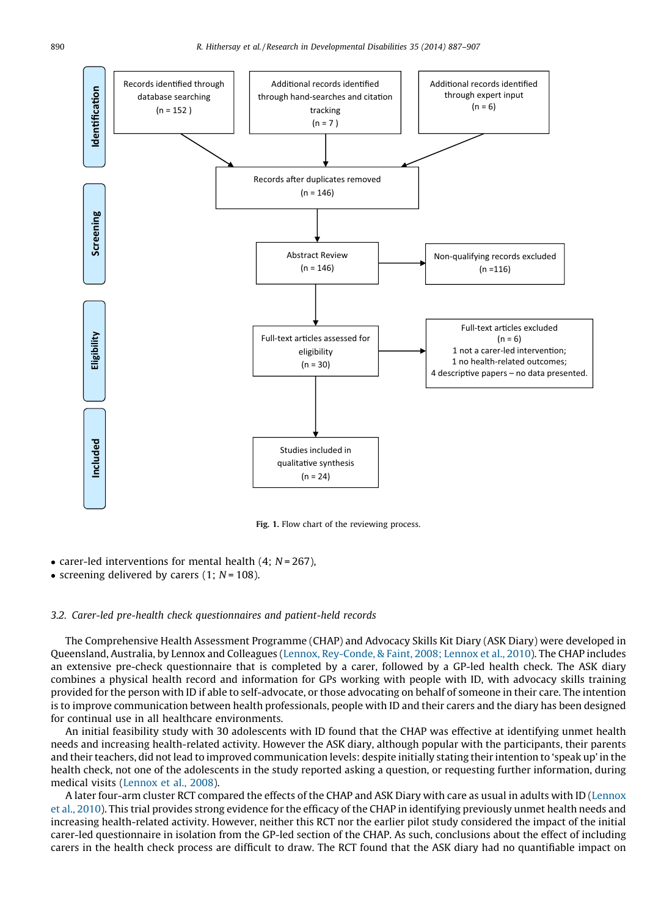Identification

Records identified through database searching
(n = 152 )

Additional records identified through hand-searches and citation tracking
(n = 7 )

Additional records identified through expert input
(n = 6)

Records after duplicates removed
(n = 146)

Screening

Abstract Review
(n = 146)

Non-qualifying records excluded
(n =116)

Eligibility

Full-text articles assessed for eligibility
(n = 30)

Full-text articles excluded
(n = 6)
1 not a carer-led intervention;
1 no health-related outcomes;
4 descriptive papers – no data presented.

Included

Studies included in qualitative synthesis
(n = 24)

**Fig. 1.** Flow chart of the reviewing process.

- carer-led interventions for mental health (4; $N = 267$),
- screening delivered by carers (1; $N = 108$).

### 3.2. Carer-led pre-health check questionnaires and patient-held records

The Comprehensive Health Assessment Programme (CHAP) and Advocacy Skills Kit Diary (ASK Diary) were developed in Queensland, Australia, by Lennox and Colleagues (Lennox, Rey-Conde, & Faint, 2008; Lennox et al., 2010). The CHAP includes an extensive pre-check questionnaire that is completed by a carer, followed by a GP-led health check. The ASK diary combines a physical health record and information for GPs working with people with ID, with advocacy skills training provided for the person with ID if able to self-advocate, or those advocating on behalf of someone in their care. The intention is to improve communication between health professionals, people with ID and their carers and the diary has been designed for continual use in all healthcare environments.

An initial feasibility study with 30 adolescents with ID found that the CHAP was effective at identifying unmet health needs and increasing health-related activity. However the ASK diary, although popular with the participants, their parents and their teachers, did not lead to improved communication levels: despite initially stating their intention to 'speak up' in the health check, not one of the adolescents in the study reported asking a question, or requesting further information, during medical visits (Lennox et al., 2008).

A later four-arm cluster RCT compared the effects of the CHAP and ASK Diary with care as usual in adults with ID (Lennox et al., 2010). This trial provides strong evidence for the efficacy of the CHAP in identifying previously unmet health needs and increasing health-related activity. However, neither this RCT nor the earlier pilot study considered the impact of the initial carer-led questionnaire in isolation from the GP-led section of the CHAP. As such, conclusions about the effect of including carers in the health check process are difficult to draw. The RCT found that the ASK diary had no quantifiable impact on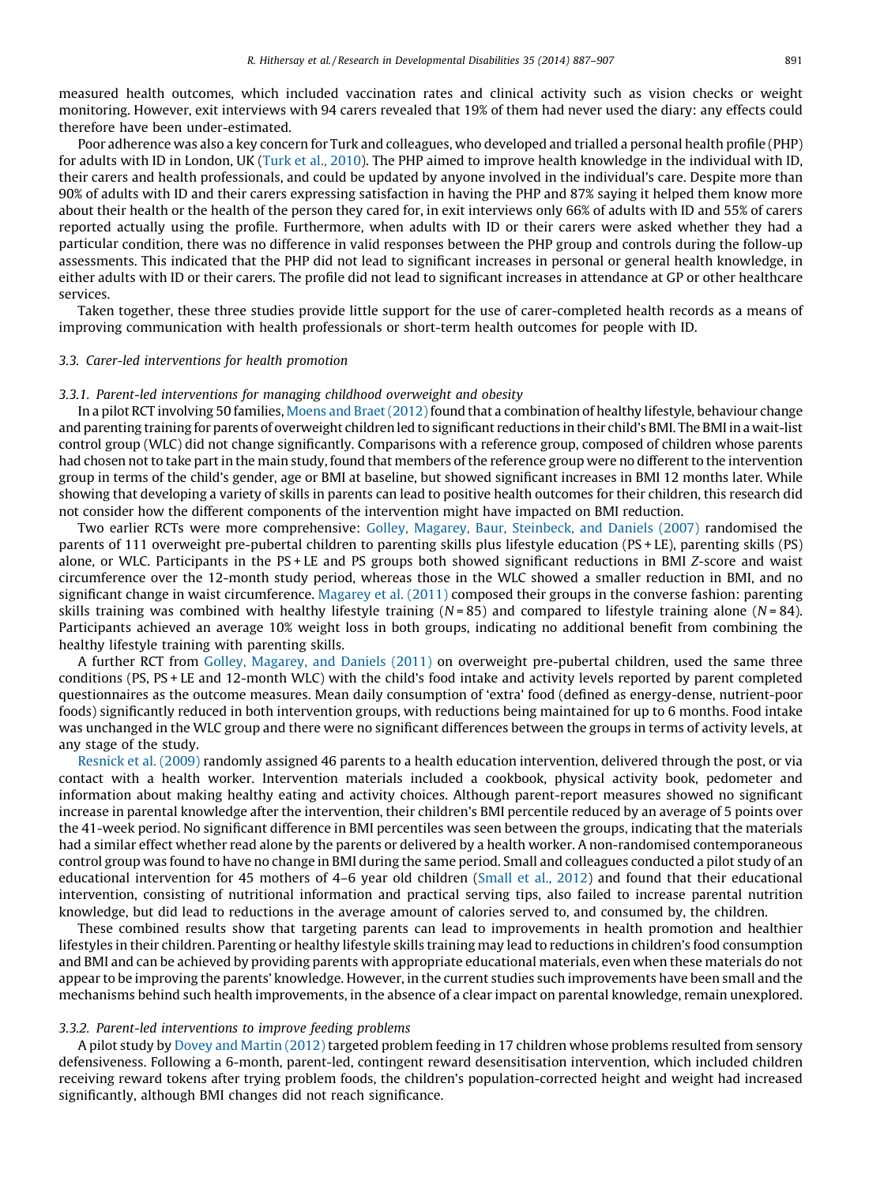measured health outcomes, which included vaccination rates and clinical activity such as vision checks or weight monitoring. However, exit interviews with 94 carers revealed that 19% of them had never used the diary: any effects could therefore have been under-estimated.

Poor adherence was also a key concern for Turk and colleagues, who developed and trialled a personal health profile (PHP) for adults with ID in London, UK (Turk et al., 2010). The PHP aimed to improve health knowledge in the individual with ID, their carers and health professionals, and could be updated by anyone involved in the individual's care. Despite more than 90% of adults with ID and their carers expressing satisfaction in having the PHP and 87% saying it helped them know more about their health or the health of the person they cared for, in exit interviews only 66% of adults with ID and 55% of carers reported actually using the profile. Furthermore, when adults with ID or their carers were asked whether they had a particular condition, there was no difference in valid responses between the PHP group and controls during the follow-up assessments. This indicated that the PHP did not lead to significant increases in personal or general health knowledge, in either adults with ID or their carers. The profile did not lead to significant increases in attendance at GP or other healthcare services.

Taken together, these three studies provide little support for the use of carer-completed health records as a means of improving communication with health professionals or short-term health outcomes for people with ID.

### *3.3. Carer-led interventions for health promotion*

#### *3.3.1. Parent-led interventions for managing childhood overweight and obesity*

In a pilot RCT involving 50 families, Moens and Braet (2012) found that a combination of healthy lifestyle, behaviour change and parenting training for parents of overweight children led to significant reductions in their child's BMI. The BMI in a wait-list control group (WLC) did not change significantly. Comparisons with a reference group, composed of children whose parents had chosen not to take part in the main study, found that members of the reference group were no different to the intervention group in terms of the child's gender, age or BMI at baseline, but showed significant increases in BMI 12 months later. While showing that developing a variety of skills in parents can lead to positive health outcomes for their children, this research did not consider how the different components of the intervention might have impacted on BMI reduction.

Two earlier RCTs were more comprehensive: Golley, Magarey, Baur, Steinbeck, and Daniels (2007) randomised the parents of 111 overweight pre-pubertal children to parenting skills plus lifestyle education (PS + LE), parenting skills (PS) alone, or WLC. Participants in the PS + LE and PS groups both showed significant reductions in BMI *Z*-score and waist circumference over the 12-month study period, whereas those in the WLC showed a smaller reduction in BMI, and no significant change in waist circumference. Magarey et al. (2011) composed their groups in the converse fashion: parenting skills training was combined with healthy lifestyle training ($N = 85$) and compared to lifestyle training alone ($N = 84$). Participants achieved an average 10% weight loss in both groups, indicating no additional benefit from combining the healthy lifestyle training with parenting skills.

A further RCT from Golley, Magarey, and Daniels (2011) on overweight pre-pubertal children, used the same three conditions (PS, PS + LE and 12-month WLC) with the child's food intake and activity levels reported by parent completed questionnaires as the outcome measures. Mean daily consumption of 'extra' food (defined as energy-dense, nutrient-poor foods) significantly reduced in both intervention groups, with reductions being maintained for up to 6 months. Food intake was unchanged in the WLC group and there were no significant differences between the groups in terms of activity levels, at any stage of the study.

Resnick et al. (2009) randomly assigned 46 parents to a health education intervention, delivered through the post, or via contact with a health worker. Intervention materials included a cookbook, physical activity book, pedometer and information about making healthy eating and activity choices. Although parent-report measures showed no significant increase in parental knowledge after the intervention, their children's BMI percentile reduced by an average of 5 points over the 41-week period. No significant difference in BMI percentiles was seen between the groups, indicating that the materials had a similar effect whether read alone by the parents or delivered by a health worker. A non-randomised contemporaneous control group was found to have no change in BMI during the same period. Small and colleagues conducted a pilot study of an educational intervention for 45 mothers of 4–6 year old children (Small et al., 2012) and found that their educational intervention, consisting of nutritional information and practical serving tips, also failed to increase parental nutrition knowledge, but did lead to reductions in the average amount of calories served to, and consumed by, the children.

These combined results show that targeting parents can lead to improvements in health promotion and healthier lifestyles in their children. Parenting or healthy lifestyle skills training may lead to reductions in children's food consumption and BMI and can be achieved by providing parents with appropriate educational materials, even when these materials do not appear to be improving the parents' knowledge. However, in the current studies such improvements have been small and the mechanisms behind such health improvements, in the absence of a clear impact on parental knowledge, remain unexplored.

#### *3.3.2. Parent-led interventions to improve feeding problems*

A pilot study by Dovey and Martin (2012) targeted problem feeding in 17 children whose problems resulted from sensory defensiveness. Following a 6-month, parent-led, contingent reward desensitisation intervention, which included children receiving reward tokens after trying problem foods, the children's population-corrected height and weight had increased significantly, although BMI changes did not reach significance.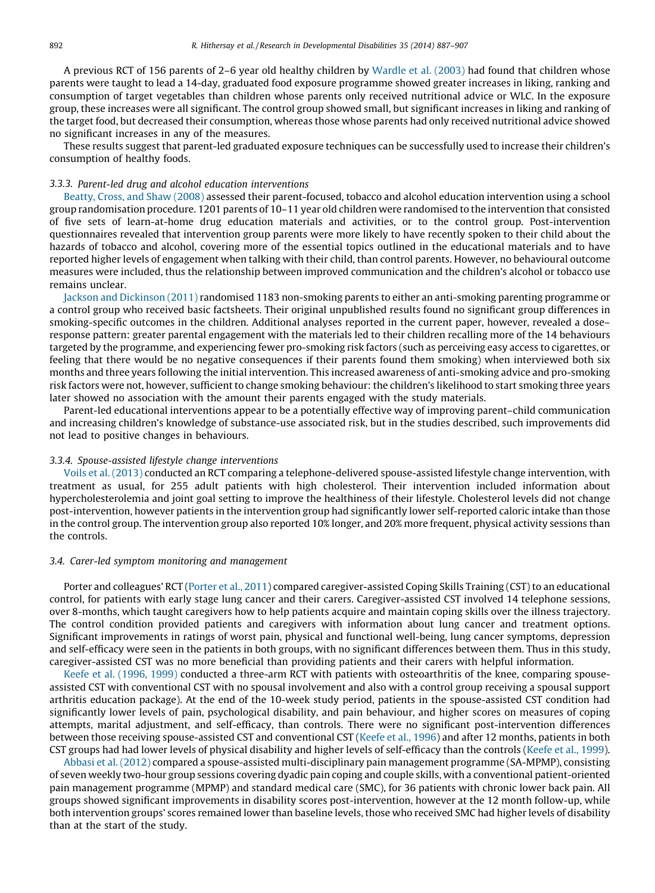A previous RCT of 156 parents of 2–6 year old healthy children by Wardle et al. (2003) had found that children whose parents were taught to lead a 14-day, graduated food exposure programme showed greater increases in liking, ranking and consumption of target vegetables than children whose parents only received nutritional advice or WLC. In the exposure group, these increases were all significant. The control group showed small, but significant increases in liking and ranking of the target food, but decreased their consumption, whereas those whose parents had only received nutritional advice showed no significant increases in any of the measures.

These results suggest that parent-led graduated exposure techniques can be successfully used to increase their children's consumption of healthy foods.

### 3.3.3. Parent-led drug and alcohol education interventions

Beatty, Cross, and Shaw (2008) assessed their parent-focused, tobacco and alcohol education intervention using a school group randomisation procedure. 1201 parents of 10–11 year old children were randomised to the intervention that consisted of five sets of learn-at-home drug education materials and activities, or to the control group. Post-intervention questionnaires revealed that intervention group parents were more likely to have recently spoken to their child about the hazards of tobacco and alcohol, covering more of the essential topics outlined in the educational materials and to have reported higher levels of engagement when talking with their child, than control parents. However, no behavioural outcome measures were included, thus the relationship between improved communication and the children's alcohol or tobacco use remains unclear.

Jackson and Dickinson (2011) randomised 1183 non-smoking parents to either an anti-smoking parenting programme or a control group who received basic factsheets. Their original unpublished results found no significant group differences in smoking-specific outcomes in the children. Additional analyses reported in the current paper, however, revealed a dose–response pattern: greater parental engagement with the materials led to their children recalling more of the 14 behaviours targeted by the programme, and experiencing fewer pro-smoking risk factors (such as perceiving easy access to cigarettes, or feeling that there would be no negative consequences if their parents found them smoking) when interviewed both six months and three years following the initial intervention. This increased awareness of anti-smoking advice and pro-smoking risk factors were not, however, sufficient to change smoking behaviour: the children's likelihood to start smoking three years later showed no association with the amount their parents engaged with the study materials.

Parent-led educational interventions appear to be a potentially effective way of improving parent–child communication and increasing children's knowledge of substance-use associated risk, but in the studies described, such improvements did not lead to positive changes in behaviours.

### 3.3.4. Spouse-assisted lifestyle change interventions

Voils et al. (2013) conducted an RCT comparing a telephone-delivered spouse-assisted lifestyle change intervention, with treatment as usual, for 255 adult patients with high cholesterol. Their intervention included information about hypercholesterolemia and joint goal setting to improve the healthiness of their lifestyle. Cholesterol levels did not change post-intervention, however patients in the intervention group had significantly lower self-reported caloric intake than those in the control group. The intervention group also reported 10% longer, and 20% more frequent, physical activity sessions than the controls.

## 3.4. Carer-led symptom monitoring and management

Porter and colleagues' RCT (Porter et al., 2011) compared caregiver-assisted Coping Skills Training (CST) to an educational control, for patients with early stage lung cancer and their carers. Caregiver-assisted CST involved 14 telephone sessions, over 8-months, which taught caregivers how to help patients acquire and maintain coping skills over the illness trajectory. The control condition provided patients and caregivers with information about lung cancer and treatment options. Significant improvements in ratings of worst pain, physical and functional well-being, lung cancer symptoms, depression and self-efficacy were seen in the patients in both groups, with no significant differences between them. Thus in this study, caregiver-assisted CST was no more beneficial than providing patients and their carers with helpful information.

Keefe et al. (1996, 1999) conducted a three-arm RCT with patients with osteoarthritis of the knee, comparing spouse-assisted CST with conventional CST with no spousal involvement and also with a control group receiving a spousal support arthritis education package). At the end of the 10-week study period, patients in the spouse-assisted CST condition had significantly lower levels of pain, psychological disability, and pain behaviour, and higher scores on measures of coping attempts, marital adjustment, and self-efficacy, than controls. There were no significant post-intervention differences between those receiving spouse-assisted CST and conventional CST (Keefe et al., 1996) and after 12 months, patients in both CST groups had had lower levels of physical disability and higher levels of self-efficacy than the controls (Keefe et al., 1999).

Abbasi et al. (2012) compared a spouse-assisted multi-disciplinary pain management programme (SA-MPMP), consisting of seven weekly two-hour group sessions covering dyadic pain coping and couple skills, with a conventional patient-oriented pain management programme (MPMP) and standard medical care (SMC), for 36 patients with chronic lower back pain. All groups showed significant improvements in disability scores post-intervention, however at the 12 month follow-up, while both intervention groups' scores remained lower than baseline levels, those who received SMC had higher levels of disability than at the start of the study.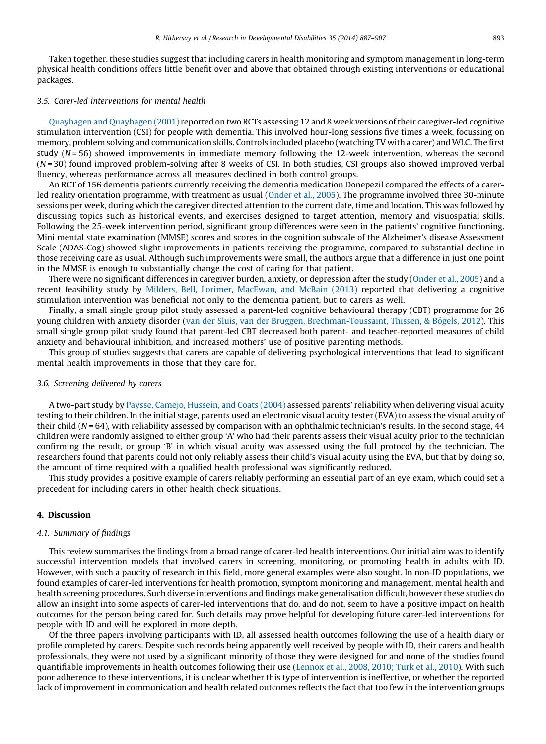Taken together, these studies suggest that including carers in health monitoring and symptom management in long-term physical health conditions offers little benefit over and above that obtained through existing interventions or educational packages.

### 3.5. Carer-led interventions for mental health

Quayhagen and Quayhagen (2001) reported on two RCTs assessing 12 and 8 week versions of their caregiver-led cognitive stimulation intervention (CSI) for people with dementia. This involved hour-long sessions five times a week, focussing on memory, problem solving and communication skills. Controls included placebo (watching TV with a carer) and WLC. The first study ($N = 56$) showed improvements in immediate memory following the 12-week intervention, whereas the second ($N = 30$) found improved problem-solving after 8 weeks of CSI. In both studies, CSI groups also showed improved verbal fluency, whereas performance across all measures declined in both control groups.

An RCT of 156 dementia patients currently receiving the dementia medication Donepezil compared the effects of a carer-led reality orientation programme, with treatment as usual (Onder et al., 2005). The programme involved three 30-minute sessions per week, during which the caregiver directed attention to the current date, time and location. This was followed by discussing topics such as historical events, and exercises designed to target attention, memory and visuospatial skills. Following the 25-week intervention period, significant group differences were seen in the patients' cognitive functioning. Mini mental state examination (MMSE) scores and scores in the cognition subscale of the Alzheimer's disease Assessment Scale (ADAS-Cog) showed slight improvements in patients receiving the programme, compared to substantial decline in those receiving care as usual. Although such improvements were small, the authors argue that a difference in just one point in the MMSE is enough to substantially change the cost of caring for that patient.

There were no significant differences in caregiver burden, anxiety, or depression after the study (Onder et al., 2005) and a recent feasibility study by Milders, Bell, Lorimer, MacEwan, and McBain (2013) reported that delivering a cognitive stimulation intervention was beneficial not only to the dementia patient, but to carers as well.

Finally, a small single group pilot study assessed a parent-led cognitive behavioural therapy (CBT) programme for 26 young children with anxiety disorder (van der Sluis, van der Bruggen, Brechman-Toussaint, Thissen, & Bögels, 2012). This small single group pilot study found that parent-led CBT decreased both parent- and teacher-reported measures of child anxiety and behavioural inhibition, and increased mothers' use of positive parenting methods.

This group of studies suggests that carers are capable of delivering psychological interventions that lead to significant mental health improvements in those that they care for.

### 3.6. Screening delivered by carers

A two-part study by Paysse, Camejo, Hussein, and Coats (2004) assessed parents' reliability when delivering visual acuity testing to their children. In the initial stage, parents used an electronic visual acuity tester (EVA) to assess the visual acuity of their child ($N = 64$), with reliability assessed by comparison with an ophthalmic technician's results. In the second stage, 44 children were randomly assigned to either group 'A' who had their parents assess their visual acuity prior to the technician confirming the result, or group 'B' in which visual acuity was assessed using the full protocol by the technician. The researchers found that parents could not only reliably assess their child's visual acuity using the EVA, but that by doing so, the amount of time required with a qualified health professional was significantly reduced.

This study provides a positive example of carers reliably performing an essential part of an eye exam, which could set a precedent for including carers in other health check situations.

## 4. Discussion

### 4.1. Summary of findings

This review summarises the findings from a broad range of carer-led health interventions. Our initial aim was to identify successful intervention models that involved carers in screening, monitoring, or promoting health in adults with ID. However, with such a paucity of research in this field, more general examples were also sought. In non-ID populations, we found examples of carer-led interventions for health promotion, symptom monitoring and management, mental health and health screening procedures. Such diverse interventions and findings make generalisation difficult, however these studies do allow an insight into some aspects of carer-led interventions that do, and do not, seem to have a positive impact on health outcomes for the person being cared for. Such details may prove helpful for developing future carer-led interventions for people with ID and will be explored in more depth.

Of the three papers involving participants with ID, all assessed health outcomes following the use of a health diary or profile completed by carers. Despite such records being apparently well received by people with ID, their carers and health professionals, they were not used by a significant minority of those they were designed for and none of the studies found quantifiable improvements in health outcomes following their use (Lennox et al., 2008, 2010; Turk et al., 2010). With such poor adherence to these interventions, it is unclear whether this type of intervention is ineffective, or whether the reported lack of improvement in communication and health related outcomes reflects the fact that too few in the intervention groups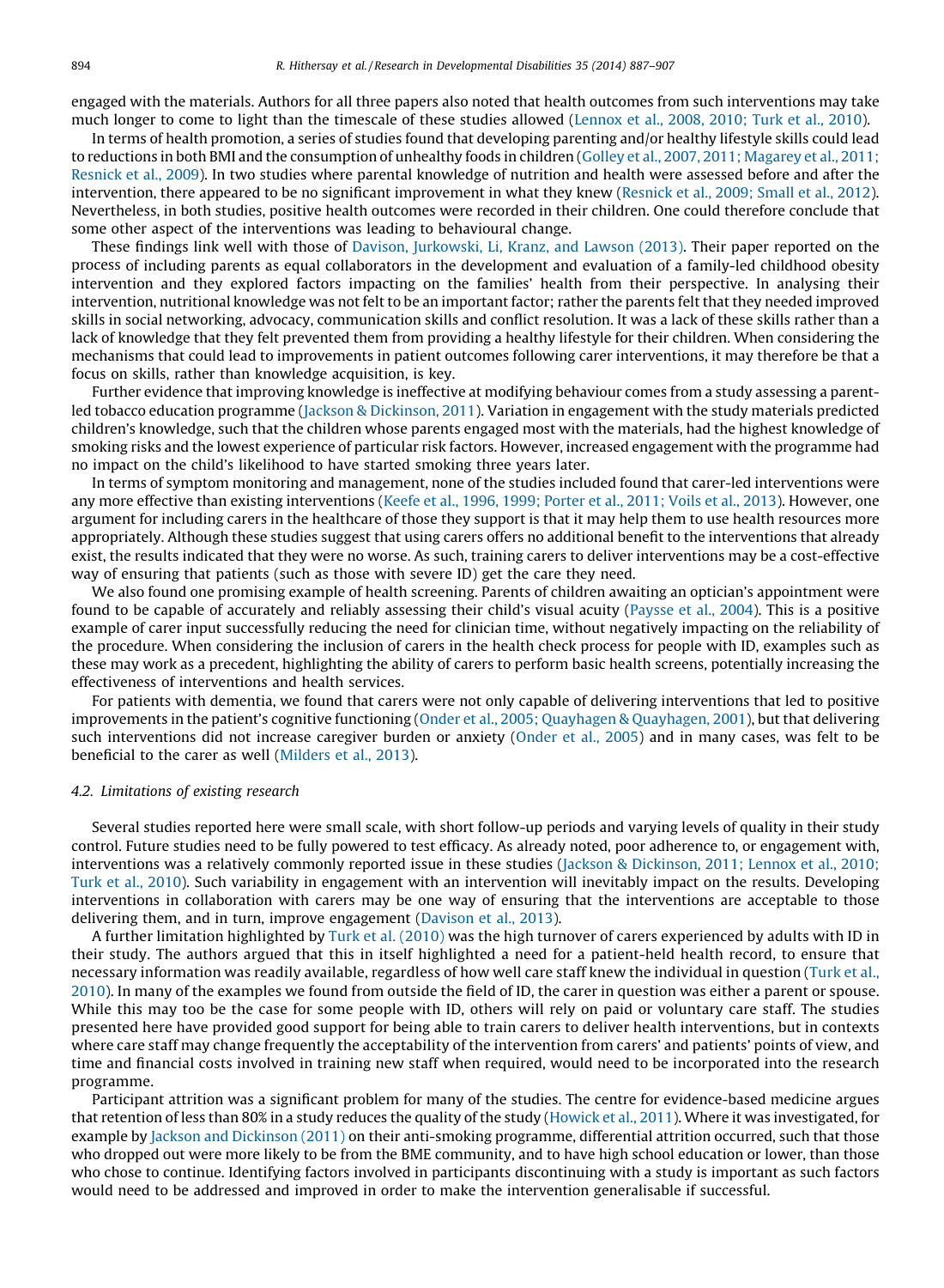engaged with the materials. Authors for all three papers also noted that health outcomes from such interventions may take much longer to come to light than the timescale of these studies allowed (Lennox et al., 2008, 2010; Turk et al., 2010).

In terms of health promotion, a series of studies found that developing parenting and/or healthy lifestyle skills could lead to reductions in both BMI and the consumption of unhealthy foods in children (Golley et al., 2007, 2011; Magarey et al., 2011; Resnick et al., 2009). In two studies where parental knowledge of nutrition and health were assessed before and after the intervention, there appeared to be no significant improvement in what they knew (Resnick et al., 2009; Small et al., 2012). Nevertheless, in both studies, positive health outcomes were recorded in their children. One could therefore conclude that some other aspect of the interventions was leading to behavioural change.

These findings link well with those of Davison, Jurkowski, Li, Kranz, and Lawson (2013). Their paper reported on the process of including parents as equal collaborators in the development and evaluation of a family-led childhood obesity intervention and they explored factors impacting on the families' health from their perspective. In analysing their intervention, nutritional knowledge was not felt to be an important factor; rather the parents felt that they needed improved skills in social networking, advocacy, communication skills and conflict resolution. It was a lack of these skills rather than a lack of knowledge that they felt prevented them from providing a healthy lifestyle for their children. When considering the mechanisms that could lead to improvements in patient outcomes following carer interventions, it may therefore be that a focus on skills, rather than knowledge acquisition, is key.

Further evidence that improving knowledge is ineffective at modifying behaviour comes from a study assessing a parent-led tobacco education programme (Jackson & Dickinson, 2011). Variation in engagement with the study materials predicted children's knowledge, such that the children whose parents engaged most with the materials, had the highest knowledge of smoking risks and the lowest experience of particular risk factors. However, increased engagement with the programme had no impact on the child's likelihood to have started smoking three years later.

In terms of symptom monitoring and management, none of the studies included found that carer-led interventions were any more effective than existing interventions (Keefe et al., 1996, 1999; Porter et al., 2011; Voils et al., 2013). However, one argument for including carers in the healthcare of those they support is that it may help them to use health resources more appropriately. Although these studies suggest that using carers offers no additional benefit to the interventions that already exist, the results indicated that they were no worse. As such, training carers to deliver interventions may be a cost-effective way of ensuring that patients (such as those with severe ID) get the care they need.

We also found one promising example of health screening. Parents of children awaiting an optician's appointment were found to be capable of accurately and reliably assessing their child's visual acuity (Paysse et al., 2004). This is a positive example of carer input successfully reducing the need for clinician time, without negatively impacting on the reliability of the procedure. When considering the inclusion of carers in the health check process for people with ID, examples such as these may work as a precedent, highlighting the ability of carers to perform basic health screens, potentially increasing the effectiveness of interventions and health services.

For patients with dementia, we found that carers were not only capable of delivering interventions that led to positive improvements in the patient's cognitive functioning (Onder et al., 2005; Quayhagen & Quayhagen, 2001), but that delivering such interventions did not increase caregiver burden or anxiety (Onder et al., 2005) and in many cases, was felt to be beneficial to the carer as well (Milders et al., 2013).

### 4.2. Limitations of existing research

Several studies reported here were small scale, with short follow-up periods and varying levels of quality in their study control. Future studies need to be fully powered to test efficacy. As already noted, poor adherence to, or engagement with, interventions was a relatively commonly reported issue in these studies (Jackson & Dickinson, 2011; Lennox et al., 2010; Turk et al., 2010). Such variability in engagement with an intervention will inevitably impact on the results. Developing interventions in collaboration with carers may be one way of ensuring that the interventions are acceptable to those delivering them, and in turn, improve engagement (Davison et al., 2013).

A further limitation highlighted by Turk et al. (2010) was the high turnover of carers experienced by adults with ID in their study. The authors argued that this in itself highlighted a need for a patient-held health record, to ensure that necessary information was readily available, regardless of how well care staff knew the individual in question (Turk et al., 2010). In many of the examples we found from outside the field of ID, the carer in question was either a parent or spouse. While this may too be the case for some people with ID, others will rely on paid or voluntary care staff. The studies presented here have provided good support for being able to train carers to deliver health interventions, but in contexts where care staff may change frequently the acceptability of the intervention from carers' and patients' points of view, and time and financial costs involved in training new staff when required, would need to be incorporated into the research programme.

Participant attrition was a significant problem for many of the studies. The centre for evidence-based medicine argues that retention of less than 80% in a study reduces the quality of the study (Howick et al., 2011). Where it was investigated, for example by Jackson and Dickinson (2011) on their anti-smoking programme, differential attrition occurred, such that those who dropped out were more likely to be from the BME community, and to have high school education or lower, than those who chose to continue. Identifying factors involved in participants discontinuing with a study is important as such factors would need to be addressed and improved in order to make the intervention generalisable if successful.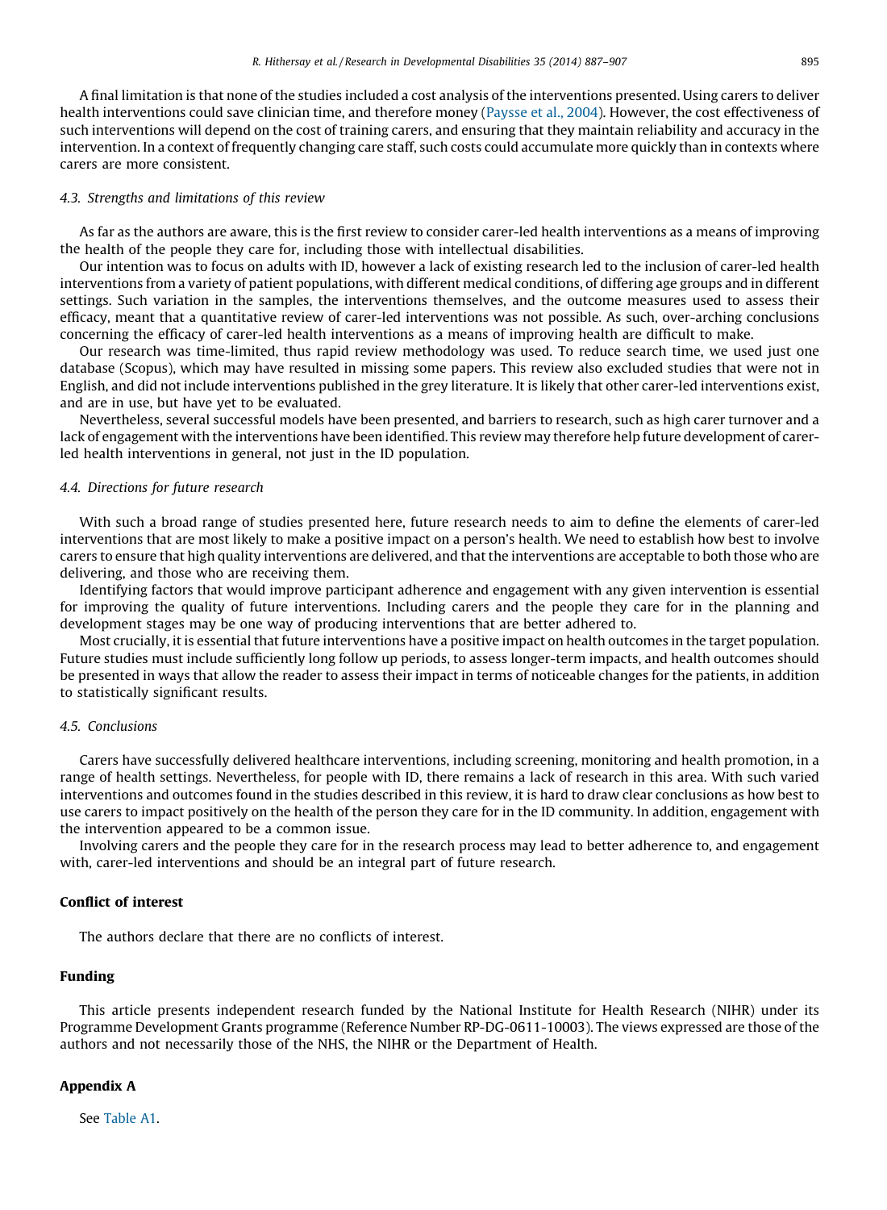A final limitation is that none of the studies included a cost analysis of the interventions presented. Using carers to deliver health interventions could save clinician time, and therefore money (Paysse et al., 2004). However, the cost effectiveness of such interventions will depend on the cost of training carers, and ensuring that they maintain reliability and accuracy in the intervention. In a context of frequently changing care staff, such costs could accumulate more quickly than in contexts where carers are more consistent.

### *4.3. Strengths and limitations of this review*

As far as the authors are aware, this is the first review to consider carer-led health interventions as a means of improving the health of the people they care for, including those with intellectual disabilities.

Our intention was to focus on adults with ID, however a lack of existing research led to the inclusion of carer-led health interventions from a variety of patient populations, with different medical conditions, of differing age groups and in different settings. Such variation in the samples, the interventions themselves, and the outcome measures used to assess their efficacy, meant that a quantitative review of carer-led interventions was not possible. As such, over-arching conclusions concerning the efficacy of carer-led health interventions as a means of improving health are difficult to make.

Our research was time-limited, thus rapid review methodology was used. To reduce search time, we used just one database (Scopus), which may have resulted in missing some papers. This review also excluded studies that were not in English, and did not include interventions published in the grey literature. It is likely that other carer-led interventions exist, and are in use, but have yet to be evaluated.

Nevertheless, several successful models have been presented, and barriers to research, such as high carer turnover and a lack of engagement with the interventions have been identified. This review may therefore help future development of carer-led health interventions in general, not just in the ID population.

### *4.4. Directions for future research*

With such a broad range of studies presented here, future research needs to aim to define the elements of carer-led interventions that are most likely to make a positive impact on a person's health. We need to establish how best to involve carers to ensure that high quality interventions are delivered, and that the interventions are acceptable to both those who are delivering, and those who are receiving them.

Identifying factors that would improve participant adherence and engagement with any given intervention is essential for improving the quality of future interventions. Including carers and the people they care for in the planning and development stages may be one way of producing interventions that are better adhered to.

Most crucially, it is essential that future interventions have a positive impact on health outcomes in the target population. Future studies must include sufficiently long follow up periods, to assess longer-term impacts, and health outcomes should be presented in ways that allow the reader to assess their impact in terms of noticeable changes for the patients, in addition to statistically significant results.

### *4.5. Conclusions*

Carers have successfully delivered healthcare interventions, including screening, monitoring and health promotion, in a range of health settings. Nevertheless, for people with ID, there remains a lack of research in this area. With such varied interventions and outcomes found in the studies described in this review, it is hard to draw clear conclusions as how best to use carers to impact positively on the health of the person they care for in the ID community. In addition, engagement with the intervention appeared to be a common issue.

Involving carers and the people they care for in the research process may lead to better adherence to, and engagement with, carer-led interventions and should be an integral part of future research.

## Conflict of interest

The authors declare that there are no conflicts of interest.

## Funding

This article presents independent research funded by the National Institute for Health Research (NIHR) under its Programme Development Grants programme (Reference Number RP-DG-0611-10003). The views expressed are those of the authors and not necessarily those of the NHS, the NIHR or the Department of Health.

## Appendix A

See Table A1.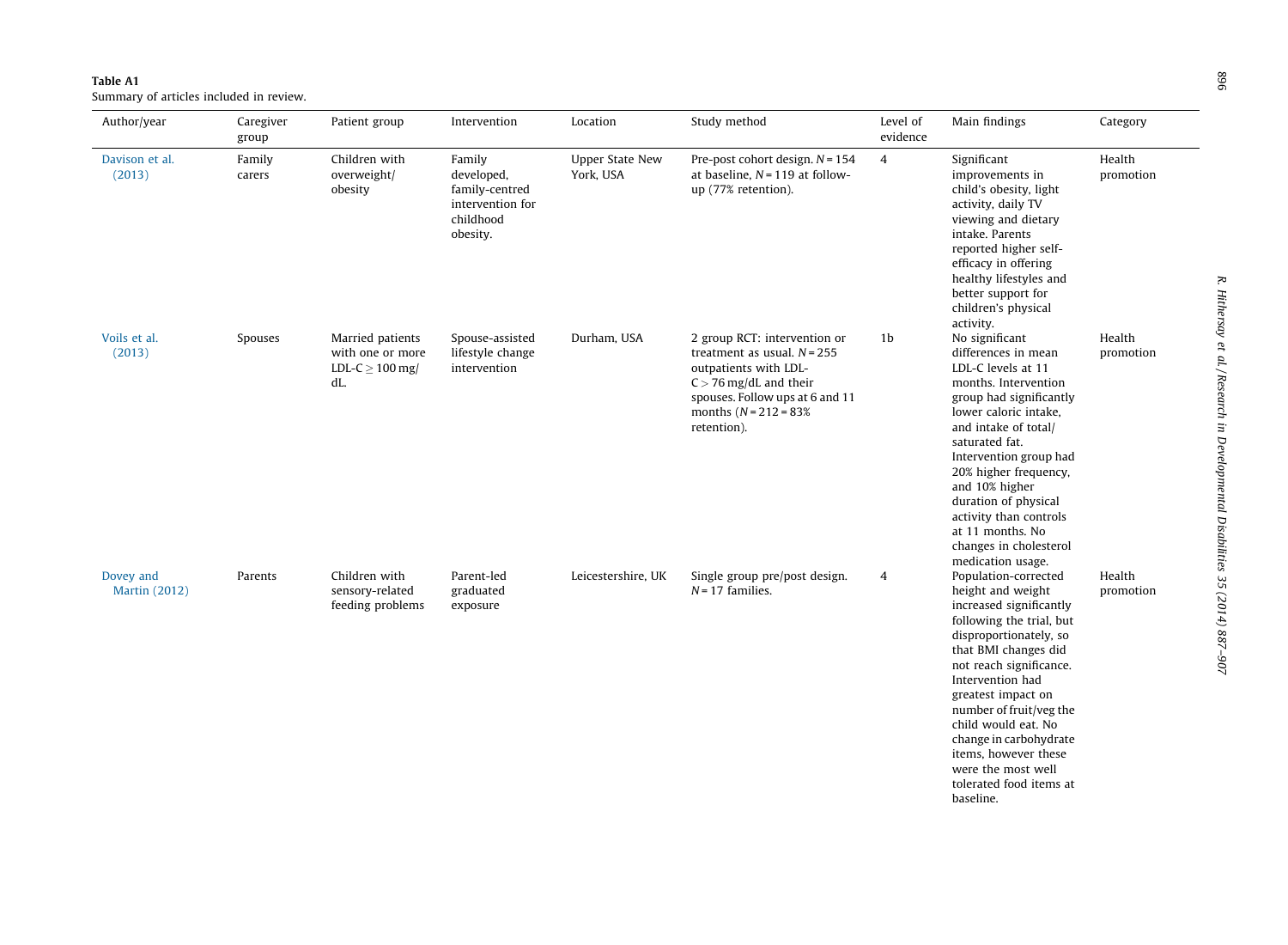**Table A1**
Summary of articles included in review.

| Author/year | Caregiver group | Patient group | Intervention | Location | Study method | Level of evidence | Main findings | Category |
|---|---|---|---|---|---|---|---|---|
| Davison et al. (2013) | Family carers | Children with overweight/ obesity | Family developed, family-centred intervention for childhood obesity. | Upper State New York, USA | Pre-post cohort design. $N = 154$ at baseline, $N = 119$ at follow-up (77% retention). | 4 | Significant improvements in child's obesity, light activity, daily TV viewing and dietary intake. Parents reported higher self-efficacy in offering healthy lifestyles and better support for children's physical activity. | Health promotion |
| Voils et al. (2013) | Spouses | Married patients with one or more LDL-C $\geq$ 100 mg/ dL. | Spouse-assisted lifestyle change intervention | Durham, USA | 2 group RCT: intervention or treatment as usual. $N = 255$ outpatients with LDL-C $> 76$ mg/dL and their spouses. Follow ups at 6 and 11 months ($N = 212 = 83\%$ retention). | 1b | No significant differences in mean LDL-C levels at 11 months. Intervention group had significantly lower caloric intake, and intake of total/ saturated fat. Intervention group had 20% higher frequency, and 10% higher duration of physical activity than controls at 11 months. No changes in cholesterol medication usage. | Health promotion |
| Dovey and Martin (2012) | Parents | Children with sensory-related feeding problems | Parent-led graduated exposure | Leicestershire, UK | Single group pre/post design. $N = 17$ families. | 4 | Population-corrected height and weight increased significantly following the trial, but disproportionately, so that BMI changes did not reach significance. Intervention had greatest impact on number of fruit/veg the child would eat. No change in carbohydrate items, however these were the most well tolerated food items at baseline. | Health promotion |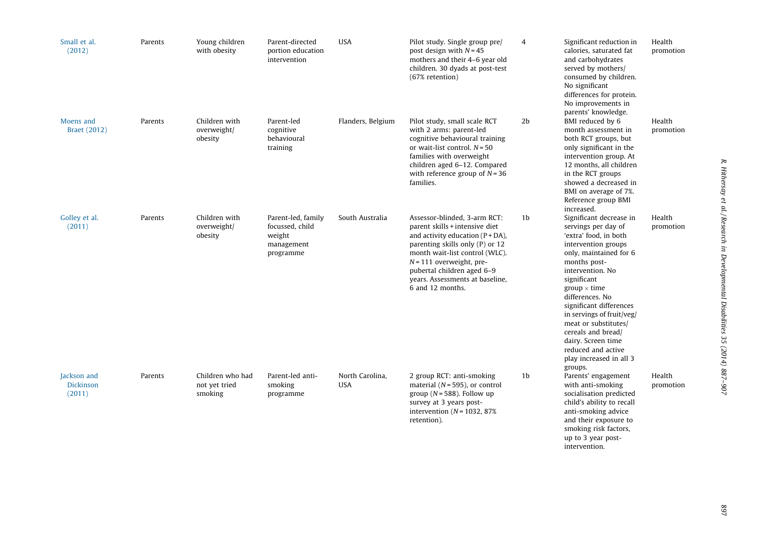| Small et al. (2012) | Parents | Young children with obesity | Parent-directed portion education intervention | USA | Pilot study. Single group pre/post design with $N = 45$ mothers and their 4–6 year old children. 30 dyads at post-test (67% retention) | 4 | Significant reduction in calories, saturated fat and carbohydrates served by mothers/consumed by children. No significant differences for protein. No improvements in parents' knowledge. | Health promotion |
|---|---|---|---|---|---|---|---|---|
| Moens and Braet (2012) | Parents | Children with overweight/obesity | Parent-led cognitive behavioural training | Flanders, Belgium | Pilot study, small scale RCT with 2 arms: parent-led cognitive behavioural training or wait-list control. $N = 50$ families with overweight children aged 6–12. Compared with reference group of $N = 36$ families. | 2b | BMI reduced by 6 month assessment in both RCT groups, but only significant in the intervention group. At 12 months, all children in the RCT groups showed a decreased in BMI on average of 7%. Reference group BMI increased. | Health promotion |
| Golley et al. (2011) | Parents | Children with overweight/obesity | Parent-led, family focussed, child weight management programme | South Australia | Assessor-blinded, 3-arm RCT: parent skills + intensive diet and activity education (P + DA), parenting skills only (P) or 12 month wait-list control (WLC). $N = 111$ overweight, pre-pubertal children aged 6–9 years. Assessments at baseline, 6 and 12 months. | 1b | Significant decrease in servings per day of 'extra' food, in both intervention groups only, maintained for 6 months post-intervention. No significant group × time differences. No significant differences in servings of fruit/veg/meat or substitutes/cereals and bread/dairy. Screen time reduced and active play increased in all 3 groups. | Health promotion |
| Jackson and Dickinson (2011) | Parents | Children who had not yet tried smoking | Parent-led anti-smoking programme | North Carolina, USA | 2 group RCT: anti-smoking material ($N = 595$), or control group ($N = 588$). Follow up survey at 3 years post-intervention ($N = 1032$, 87% retention). | 1b | Parents' engagement with anti-smoking socialisation predicted child's ability to recall anti-smoking advice and their exposure to smoking risk factors, up to 3 year post-intervention. | Health promotion |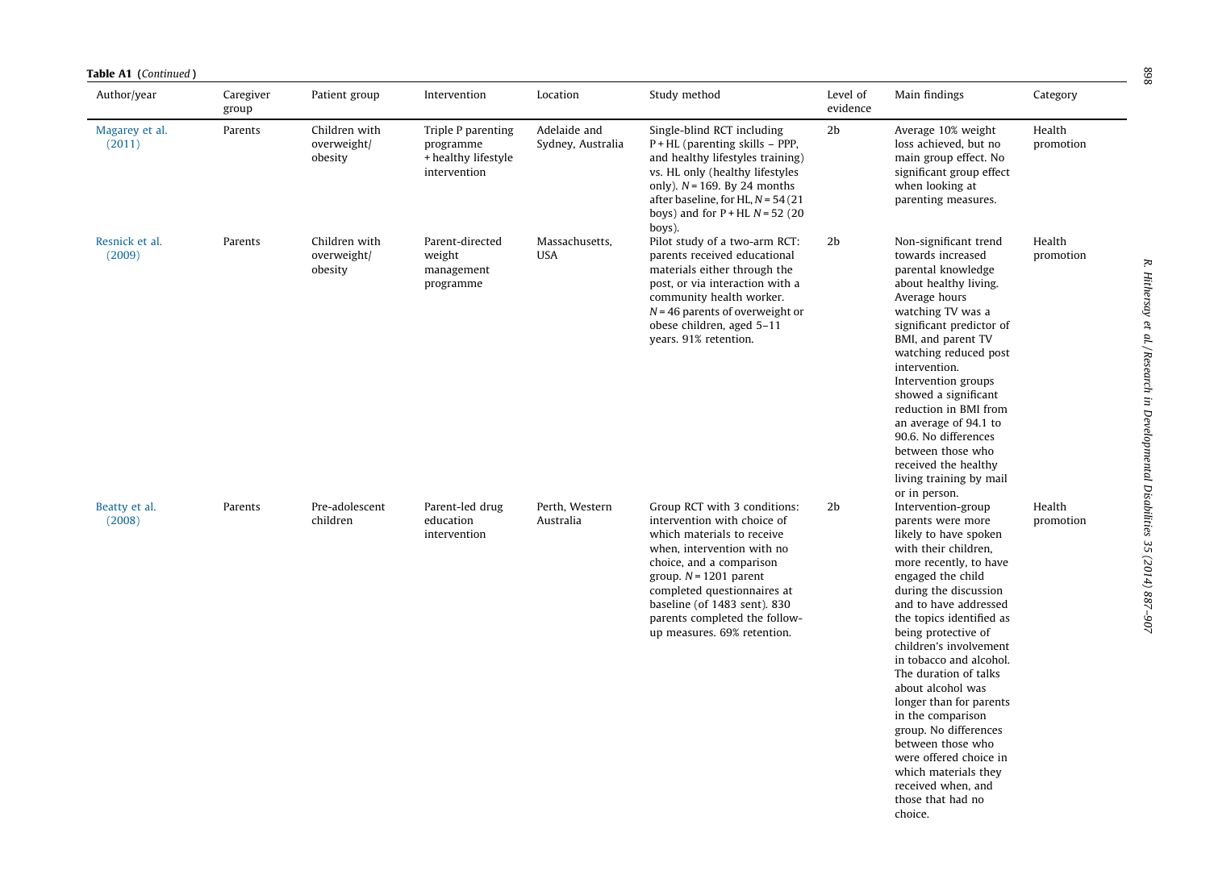**Table A1** (*Continued*)

| Author/year | Caregiver group | Patient group | Intervention | Location | Study method | Level of evidence | Main findings | Category |
|---|---|---|---|---|---|---|---|---|
| Magarey et al. (2011) | Parents | Children with overweight/ obesity | Triple P parenting programme + healthy lifestyle intervention | Adelaide and Sydney, Australia | Single-blind RCT including P + HL (parenting skills – PPP, and healthy lifestyles training) vs. HL only (healthy lifestyles only). *N* = 169. By 24 months after baseline, for HL, *N* = 54 (21 boys) and for P + HL *N* = 52 (20 boys). | 2b | Average 10% weight loss achieved, but no main group effect. No significant group effect when looking at parenting measures. | Health promotion |
| Resnick et al. (2009) | Parents | Children with overweight/ obesity | Parent-directed weight management programme | Massachusetts, USA | Pilot study of a two-arm RCT: parents received educational materials either through the post, or via interaction with a community health worker. *N* = 46 parents of overweight or obese children, aged 5–11 years. 91% retention. | 2b | Non-significant trend towards increased parental knowledge about healthy living. Average hours watching TV was a significant predictor of BMI, and parent TV watching reduced post intervention. Intervention groups showed a significant reduction in BMI from an average of 94.1 to 90.6. No differences between those who received the healthy living training by mail or in person. | Health promotion |
| Beatty et al. (2008) | Parents | Pre-adolescent children | Parent-led drug education intervention | Perth, Western Australia | Group RCT with 3 conditions: intervention with choice of which materials to receive when, intervention with no choice, and a comparison group. *N* = 1201 parent completed questionnaires at baseline (of 1483 sent). 830 parents completed the follow-up measures. 69% retention. | 2b | Intervention-group parents were more likely to have spoken with their children, more recently, to have engaged the child during the discussion and to have addressed the topics identified as being protective of children's involvement in tobacco and alcohol. The duration of talks about alcohol was longer than for parents in the comparison group. No differences between those who were offered choice in which materials they received when, and those that had no choice. | Health promotion |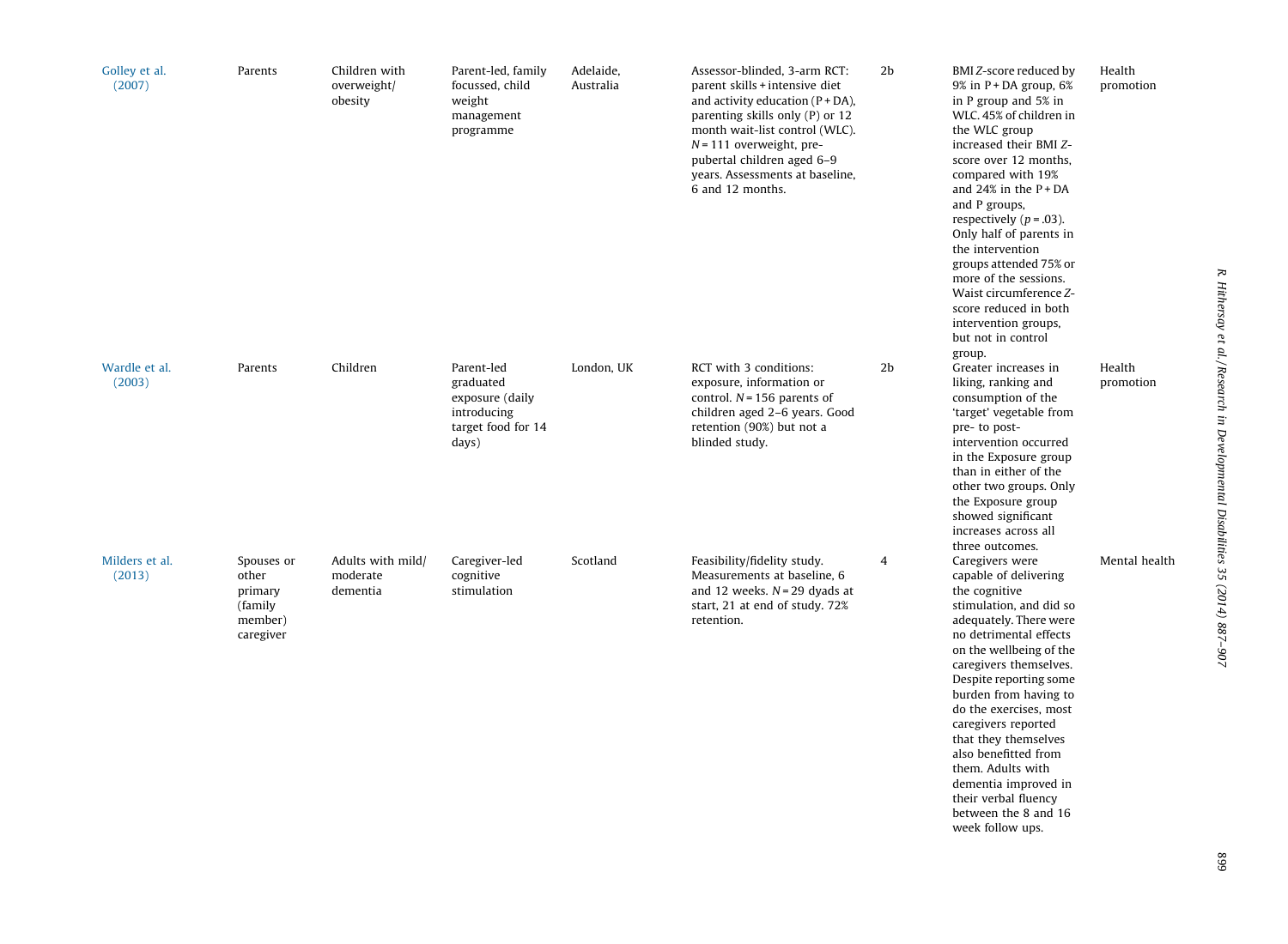| | | | | | | | | |
|---|---|---|---|---|---|---|---|---|
| Golley et al. (2007) | Parents | Children with overweight/ obesity | Parent-led, family focussed, child weight management programme | Adelaide, Australia | Assessor-blinded, 3-arm RCT: parent skills + intensive diet and activity education (P + DA), parenting skills only (P) or 12 month wait-list control (WLC). $N = 111$ overweight, pre-pubertal children aged 6–9 years. Assessments at baseline, 6 and 12 months. | 2b | BMI *Z*-score reduced by 9% in P + DA group, 6% in P group and 5% in WLC. 45% of children in the WLC group increased their BMI *Z*-score over 12 months, compared with 19% and 24% in the P + DA and P groups, respectively ($p = .03$). Only half of parents in the intervention groups attended 75% or more of the sessions. Waist circumference *Z*-score reduced in both intervention groups, but not in control group. | Health promotion |
| Wardle et al. (2003) | Parents | Children | Parent-led graduated exposure (daily introducing target food for 14 days) | London, UK | RCT with 3 conditions: exposure, information or control. $N = 156$ parents of children aged 2–6 years. Good retention (90%) but not a blinded study. | 2b | Greater increases in liking, ranking and consumption of the 'target' vegetable from pre- to post-intervention occurred in the Exposure group than in either of the other two groups. Only the Exposure group showed significant increases across all three outcomes. | Health promotion |
| Milders et al. (2013) | Spouses or other primary (family member) caregiver | Adults with mild/ moderate dementia | Caregiver-led cognitive stimulation | Scotland | Feasibility/fidelity study. Measurements at baseline, 6 and 12 weeks. $N = 29$ dyads at start, 21 at end of study. 72% retention. | 4 | Caregivers were capable of delivering the cognitive stimulation, and did so adequately. There were no detrimental effects on the wellbeing of the caregivers themselves. Despite reporting some burden from having to do the exercises, most caregivers reported that they themselves also benefitted from them. Adults with dementia improved in their verbal fluency between the 8 and 16 week follow ups. | Mental health |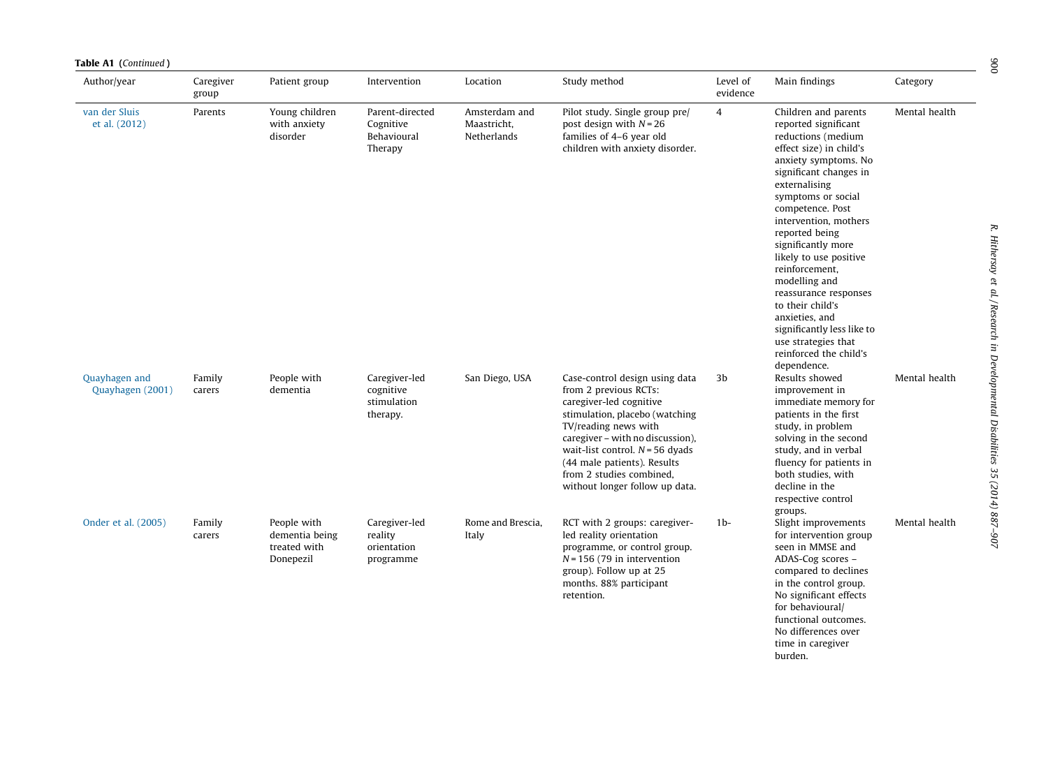**Table A1** (*Continued*)

| Author/year | Caregiver group | Patient group | Intervention | Location | Study method | Level of evidence | Main findings | Category |
|---|---|---|---|---|---|---|---|---|
| van der Sluis et al. (2012) | Parents | Young children with anxiety disorder | Parent-directed Cognitive Behavioural Therapy | Amsterdam and Maastricht, Netherlands | Pilot study. Single group pre/post design with $N = 26$ families of 4–6 year old children with anxiety disorder. | 4 | Children and parents reported significant reductions (medium effect size) in child's anxiety symptoms. No significant changes in externalising symptoms or social competence. Post intervention, mothers reported being significantly more likely to use positive reinforcement, modelling and reassurance responses to their child's anxieties, and significantly less like to use strategies that reinforced the child's dependence. | Mental health |
| Quayhagen and Quayhagen (2001) | Family carers | People with dementia | Caregiver-led cognitive stimulation therapy. | San Diego, USA | Case-control design using data from 2 previous RCTs: caregiver-led cognitive stimulation, placebo (watching TV/reading news with caregiver – with no discussion), wait-list control. $N = 56$ dyads (44 male patients). Results from 2 studies combined, without longer follow up data. | 3b | Results showed improvement in immediate memory for patients in the first study, in problem solving in the second study, and in verbal fluency for patients in both studies, with decline in the respective control groups. | Mental health |
| Onder et al. (2005) | Family carers | People with dementia being treated with Donepezil | Caregiver-led reality orientation programme | Rome and Brescia, Italy | RCT with 2 groups: caregiver-led reality orientation programme, or control group. $N = 156$ (79 in intervention group). Follow up at 25 months. 88% participant retention. | 1b- | Slight improvements for intervention group seen in MMSE and ADAS-Cog scores – compared to declines in the control group. No significant effects for behavioural/functional outcomes. No differences over time in caregiver burden. | Mental health |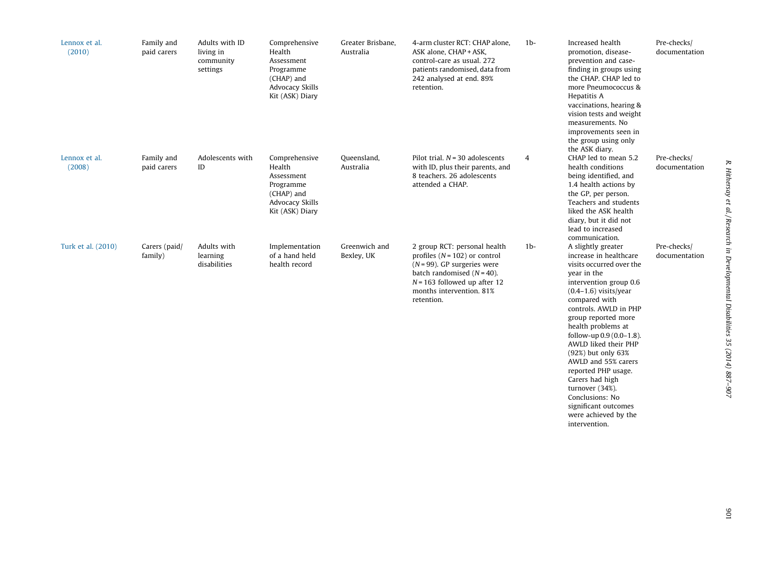| | | | | | | | | |
|---|---|---|---|---|---|---|---|---|
| Lennox et al. (2010) | Family and paid carers | Adults with ID living in community settings | Comprehensive Health Assessment Programme (CHAP) and Advocacy Skills Kit (ASK) Diary | Greater Brisbane, Australia | 4-arm cluster RCT: CHAP alone, ASK alone, CHAP + ASK, control-care as usual. 272 patients randomised, data from 242 analysed at end. 89% retention. | 1b- | Increased health promotion, disease-prevention and case-finding in groups using the CHAP. CHAP led to more Pneumococcus & Hepatitis A vaccinations, hearing & vision tests and weight measurements. No improvements seen in the group using only the ASK diary. | Pre-checks/ documentation |
| Lennox et al. (2008) | Family and paid carers | Adolescents with ID | Comprehensive Health Assessment Programme (CHAP) and Advocacy Skills Kit (ASK) Diary | Queensland, Australia | Pilot trial. $N = 30$ adolescents with ID, plus their parents, and 8 teachers. 26 adolescents attended a CHAP. | 4 | CHAP led to mean 5.2 health conditions being identified, and 1.4 health actions by the GP, per person. Teachers and students liked the ASK health diary, but it did not lead to increased communication. | Pre-checks/ documentation |
| Turk et al. (2010) | Carers (paid/ family) | Adults with learning disabilities | Implementation of a hand held health record | Greenwich and Bexley, UK | 2 group RCT: personal health profiles ($N = 102$) or control ($N = 99$). GP surgeries were batch randomised ($N = 40$). $N = 163$ followed up after 12 months intervention. 81% retention. | 1b- | A slightly greater increase in healthcare visits occurred over the year in the intervention group 0.6 (0.4–1.6) visits/year compared with controls. AWLD in PHP group reported more health problems at follow-up 0.9 (0.0–1.8). AWLD liked their PHP (92%) but only 63% AWLD and 55% carers reported PHP usage. Carers had high turnover (34%). Conclusions: No significant outcomes were achieved by the intervention. | Pre-checks/ documentation |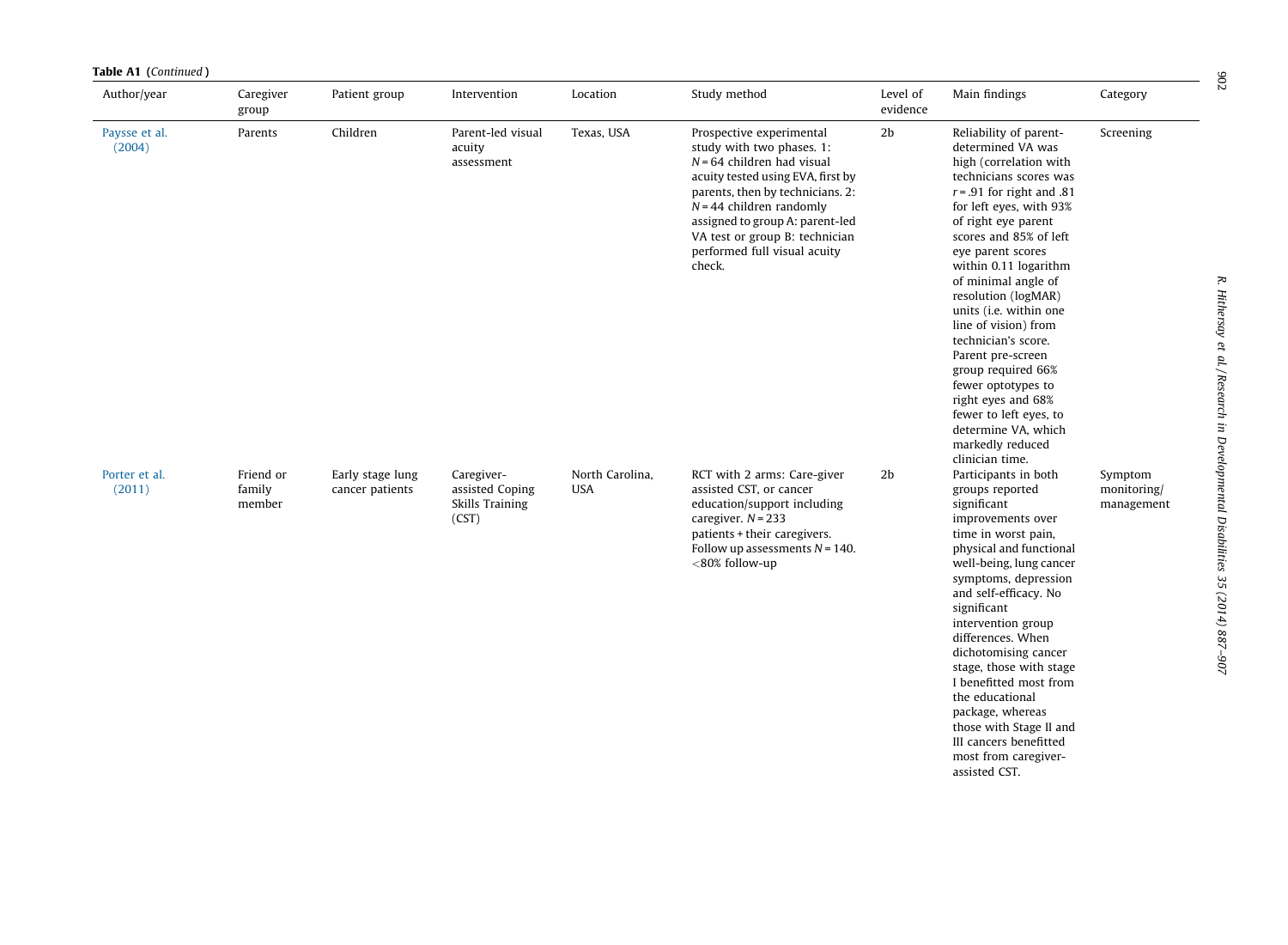**Table A1** (*Continued*)

| Author/year | Caregiver group | Patient group | Intervention | Location | Study method | Level of evidence | Main findings | Category |
|---|---|---|---|---|---|---|---|---|
| Paysse et al. (2004) | Parents | Children | Parent-led visual acuity assessment | Texas, USA | Prospective experimental study with two phases. 1: $N = 64$ children had visual acuity tested using EVA, first by parents, then by technicians. 2: $N = 44$ children randomly assigned to group A: parent-led VA test or group B: technician performed full visual acuity check. | 2b | Reliability of parent-determined VA was high (correlation with technicians scores was $r = .91$ for right and .81 for left eyes, with 93% of right eye parent scores and 85% of left eye parent scores within 0.11 logarithm of minimal angle of resolution (logMAR) units (i.e. within one line of vision) from technician's score. Parent pre-screen group required 66% fewer optotypes to right eyes and 68% fewer to left eyes, to determine VA, which markedly reduced clinician time. | Screening |
| Porter et al. (2011) | Friend or family member | Early stage lung cancer patients | Caregiver-assisted Coping Skills Training (CST) | North Carolina, USA | RCT with 2 arms: Care-giver assisted CST, or cancer education/support including caregiver. $N = 233$ patients + their caregivers. Follow up assessments $N = 140$. <80% follow-up | 2b | Participants in both groups reported significant improvements over time in worst pain, physical and functional well-being, lung cancer symptoms, depression and self-efficacy. No significant intervention group differences. When dichotomising cancer stage, those with stage I benefitted most from the educational package, whereas those with Stage II and III cancers benefitted most from caregiver-assisted CST. | Symptom monitoring/ management |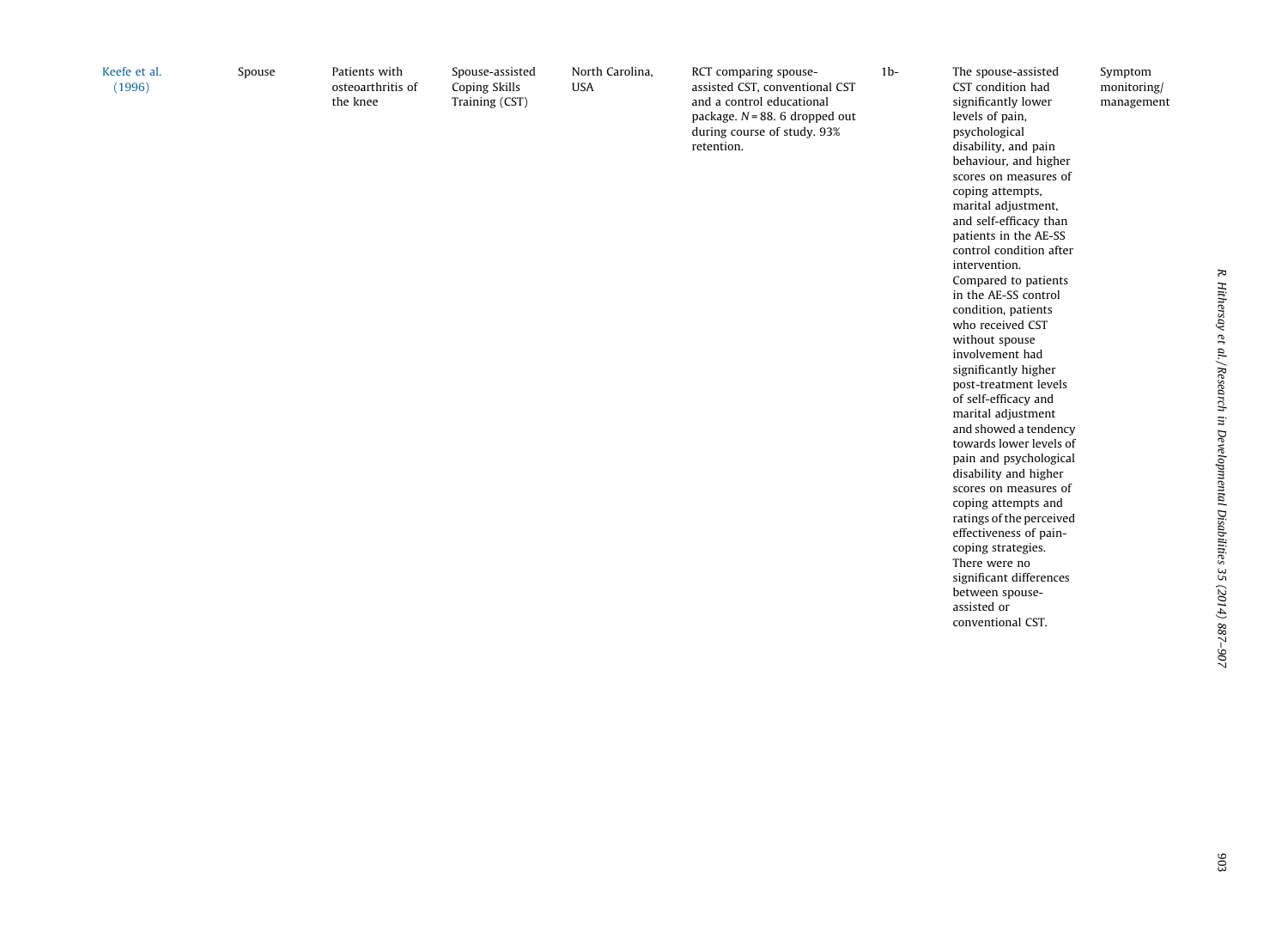| | | | | | | | | |
|---|---|---|---|---|---|---|---|---|
| Keefe et al. (1996) | Spouse | Patients with osteoarthritis of the knee | Spouse-assisted Coping Skills Training (CST) | North Carolina, USA | RCT comparing spouse-assisted CST, conventional CST and a control educational package. $N = 88$. 6 dropped out during course of study. 93% retention. | 1b- | The spouse-assisted CST condition had significantly lower levels of pain, psychological disability, and pain behaviour, and higher scores on measures of coping attempts, marital adjustment, and self-efficacy than patients in the AE-SS control condition after intervention. Compared to patients in the AE-SS control condition, patients who received CST without spouse involvement had significantly higher post-treatment levels of self-efficacy and marital adjustment and showed a tendency towards lower levels of pain and psychological disability and higher scores on measures of coping attempts and ratings of the perceived effectiveness of pain-coping strategies. There were no significant differences between spouse-assisted or conventional CST. | Symptom monitoring/ management |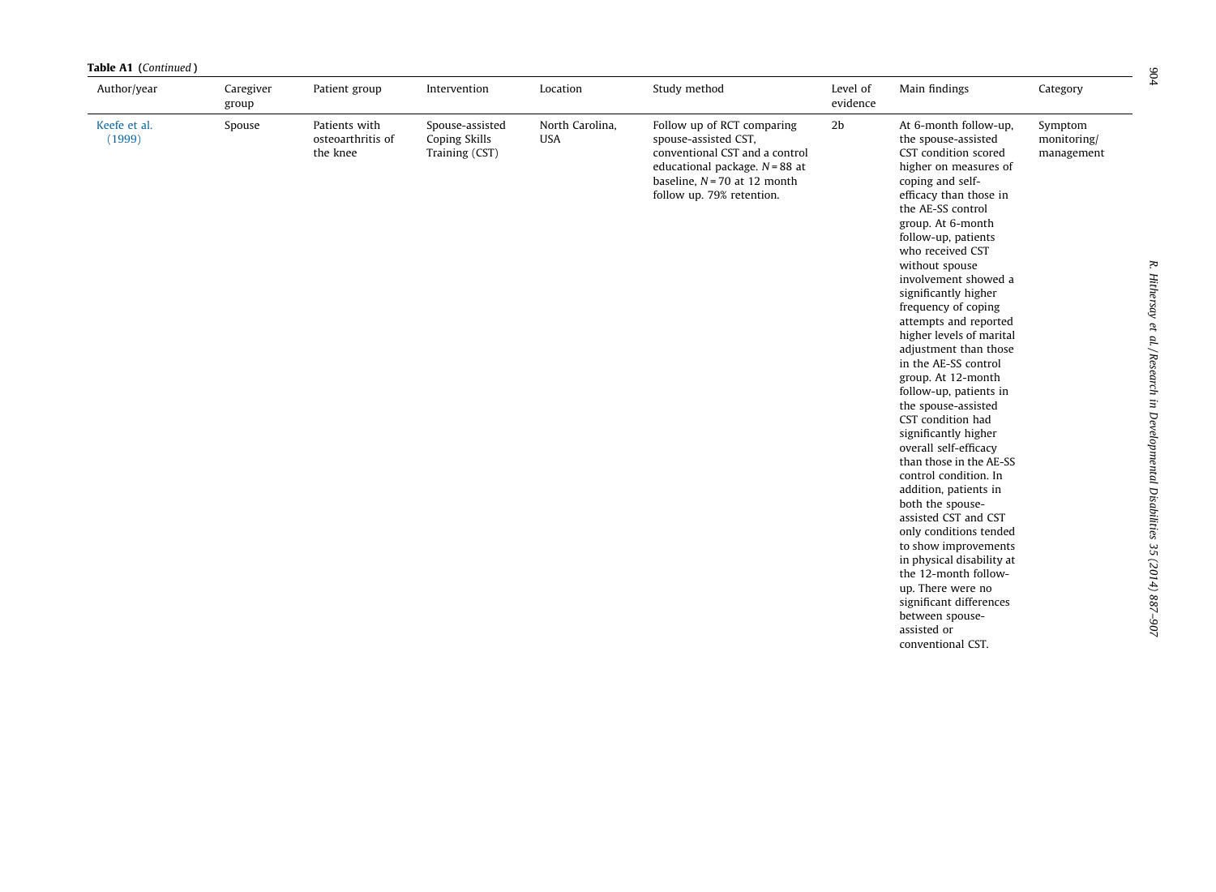**Table A1** (*Continued*)

| Author/year | Caregiver group | Patient group | Intervention | Location | Study method | Level of evidence | Main findings | Category |
|---|---|---|---|---|---|---|---|---|
| Keefe et al. (1999) | Spouse | Patients with osteoarthritis of the knee | Spouse-assisted Coping Skills Training (CST) | North Carolina, USA | Follow up of RCT comparing spouse-assisted CST, conventional CST and a control educational package. $N = 88$ at baseline, $N = 70$ at 12 month follow up. 79% retention. | 2b | At 6-month follow-up, the spouse-assisted CST condition scored higher on measures of coping and self-efficacy than those in the AE-SS control group. At 6-month follow-up, patients who received CST without spouse involvement showed a significantly higher frequency of coping attempts and reported higher levels of marital adjustment than those in the AE-SS control group. At 12-month follow-up, patients in the spouse-assisted CST condition had significantly higher overall self-efficacy than those in the AE-SS control condition. In addition, patients in both the spouse-assisted CST and CST only conditions tended to show improvements in physical disability at the 12-month follow-up. There were no significant differences between spouse-assisted or conventional CST. | Symptom monitoring/ management |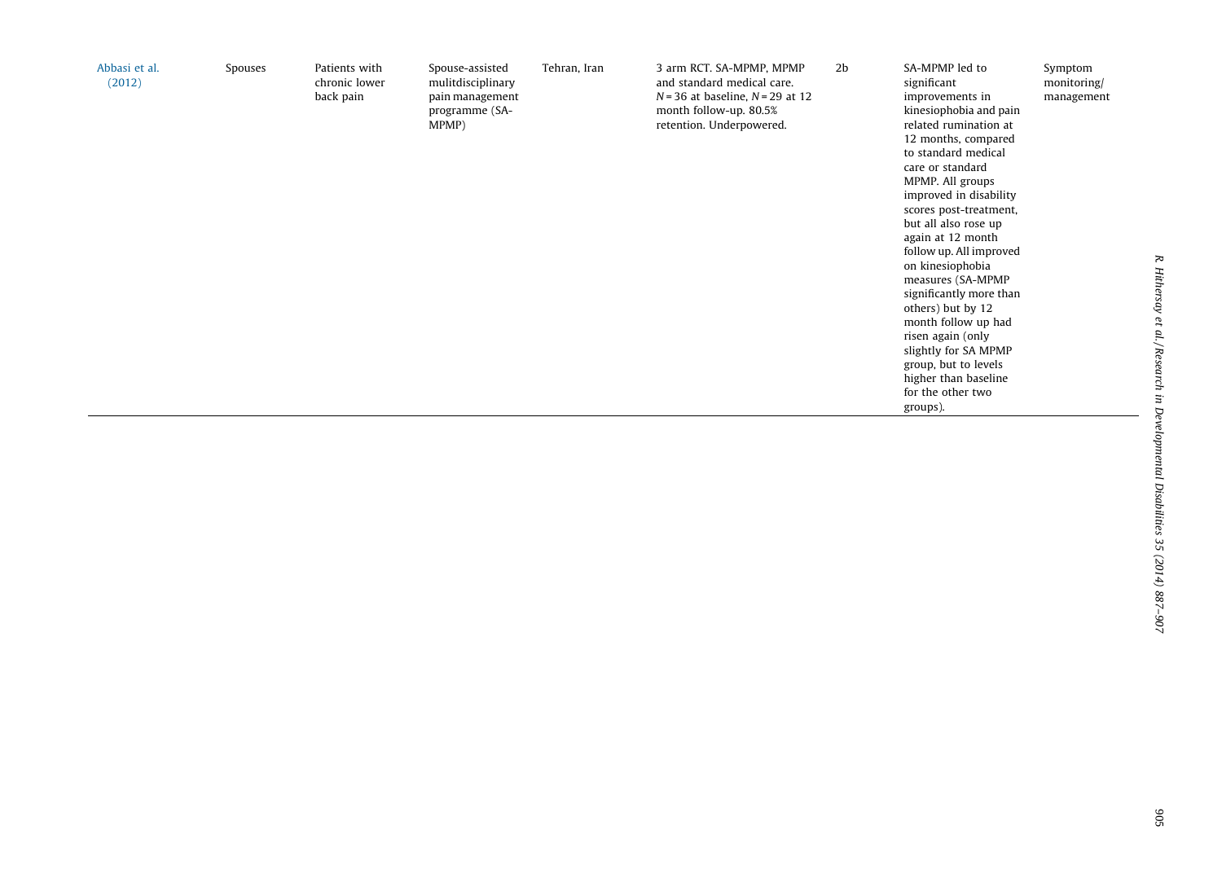| | | | | | | | | |
|---|---|---|---|---|---|---|---|---|
| Abbasi et al. (2012) | Spouses | Patients with chronic lower back pain | Spouse-assisted mulitdisciplinary pain management programme (SA-MPMP) | Tehran, Iran | 3 arm RCT. SA-MPMP, MPMP and standard medical care. $N = 36$ at baseline, $N = 29$ at 12 month follow-up. 80.5% retention. Underpowered. | 2b | SA-MPMP led to significant improvements in kinesiophobia and pain related rumination at 12 months, compared to standard medical care or standard MPMP. All groups improved in disability scores post-treatment, but all also rose up again at 12 month follow up. All improved on kinesiophobia measures (SA-MPMP significantly more than others) but by 12 month follow up had risen again (only slightly for SA MPMP group, but to levels higher than baseline for the other two groups). | Symptom monitoring/ management |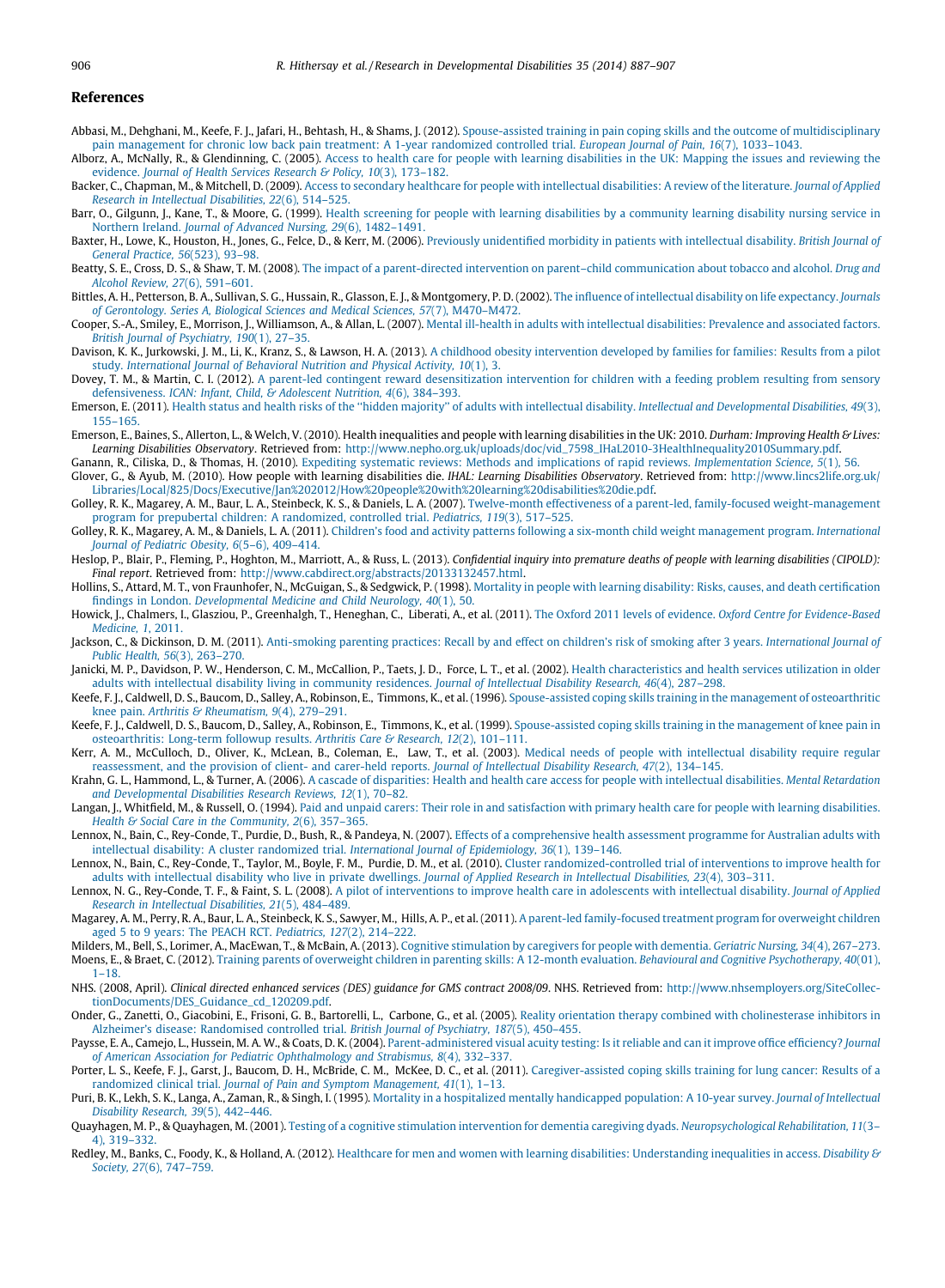## References

Abbasi, M., Dehghani, M., Keefe, F. J., Jafari, H., Behtash, H., & Shams, J. (2012). Spouse-assisted training in pain coping skills and the outcome of multidisciplinary pain management for chronic low back pain treatment: A 1-year randomized controlled trial. *European Journal of Pain, 16*(7), 1033–1043.

Alborz, A., McNally, R., & Glendinning, C. (2005). Access to health care for people with learning disabilities in the UK: Mapping the issues and reviewing the evidence. *Journal of Health Services Research & Policy, 10*(3), 173–182.

Backer, C., Chapman, M., & Mitchell, D. (2009). Access to secondary healthcare for people with intellectual disabilities: A review of the literature. *Journal of Applied Research in Intellectual Disabilities, 22*(6), 514–525.

Barr, O., Gilgunn, J., Kane, T., & Moore, G. (1999). Health screening for people with learning disabilities by a community learning disability nursing service in Northern Ireland. *Journal of Advanced Nursing, 29*(6), 1482–1491.

Baxter, H., Lowe, K., Houston, H., Jones, G., Felce, D., & Kerr, M. (2006). Previously unidentified morbidity in patients with intellectual disability. *British Journal of General Practice, 56*(523), 93–98.

Beatty, S. E., Cross, D. S., & Shaw, T. M. (2008). The impact of a parent-directed intervention on parent–child communication about tobacco and alcohol. *Drug and Alcohol Review, 27*(6), 591–601.

Bittles, A. H., Petterson, B. A., Sullivan, S. G., Hussain, R., Glasson, E. J., & Montgomery, P. D. (2002). The influence of intellectual disability on life expectancy. *Journals of Gerontology. Series A, Biological Sciences and Medical Sciences, 57*(7), M470–M472.

Cooper, S.-A., Smiley, E., Morrison, J., Williamson, A., & Allan, L. (2007). Mental ill-health in adults with intellectual disabilities: Prevalence and associated factors. *British Journal of Psychiatry, 190*(1), 27–35.

Davison, K. K., Jurkowski, J. M., Li, K., Kranz, S., & Lawson, H. A. (2013). A childhood obesity intervention developed by families for families: Results from a pilot study. *International Journal of Behavioral Nutrition and Physical Activity, 10*(1), 3.

Dovey, T. M., & Martin, C. I. (2012). A parent-led contingent reward desensitization intervention for children with a feeding problem resulting from sensory defensiveness. *ICAN: Infant, Child, & Adolescent Nutrition, 4*(6), 384–393.

Emerson, E. (2011). Health status and health risks of the "hidden majority" of adults with intellectual disability. *Intellectual and Developmental Disabilities, 49*(3), 155–165.

Emerson, E., Baines, S., Allerton, L., & Welch, V. (2010). Health inequalities and people with learning disabilities in the UK: 2010. *Durham: Improving Health & Lives: Learning Disabilities Observatory*. Retrieved from: http://www.nepho.org.uk/uploads/doc/vid_7598_IHaL2010-3HealthInequality2010Summary.pdf.

Ganann, R., Ciliska, D., & Thomas, H. (2010). Expediting systematic reviews: Methods and implications of rapid reviews. *Implementation Science, 5*(1), 56.

Glover, G., & Ayub, M. (2010). How people with learning disabilities die. *IHAL: Learning Disabilities Observatory*. Retrieved from: http://www.lincs2life.org.uk/Libraries/Local/825/Docs/Executive/Jan%202012/How%20people%20with%20learning%20disabilities%20die.pdf.

Golley, R. K., Magarey, A. M., Baur, L. A., Steinbeck, K. S., & Daniels, L. A. (2007). Twelve-month effectiveness of a parent-led, family-focused weight-management program for prepubertal children: A randomized, controlled trial. *Pediatrics, 119*(3), 517–525.

Golley, R. K., Magarey, A. M., & Daniels, L. A. (2011). Children's food and activity patterns following a six-month child weight management program. *International Journal of Pediatric Obesity, 6*(5–6), 409–414.

Heslop, P., Blair, P., Fleming, P., Hoghton, M., Marriott, A., & Russ, L. (2013). *Confidential inquiry into premature deaths of people with learning disabilities (CIPOLD): Final report*. Retrieved from: http://www.cabdirect.org/abstracts/20133132457.html.

Hollins, S., Attard, M. T., von Fraunhofer, N., McGuigan, S., & Sedgwick, P. (1998). Mortality in people with learning disability: Risks, causes, and death certification findings in London. *Developmental Medicine and Child Neurology, 40*(1), 50.

Howick, J., Chalmers, I., Glasziou, P., Greenhalgh, T., Heneghan, C., Liberati, A., et al. (2011). The Oxford 2011 levels of evidence. *Oxford Centre for Evidence-Based Medicine, 1*, 2011.

Jackson, C., & Dickinson, D. M. (2011). Anti-smoking parenting practices: Recall by and effect on children's risk of smoking after 3 years. *International Journal of Public Health, 56*(3), 263–270.

Janicki, M. P., Davidson, P. W., Henderson, C. M., McCallion, P., Taets, J. D., Force, L. T., et al. (2002). Health characteristics and health services utilization in older adults with intellectual disability living in community residences. *Journal of Intellectual Disability Research, 46*(4), 287–298.

Keefe, F. J., Caldwell, D. S., Baucom, D., Salley, A., Robinson, E., Timmons, K., et al. (1996). Spouse-assisted coping skills training in the management of osteoarthritic knee pain. *Arthritis & Rheumatism, 9*(4), 279–291.

Keefe, F. J., Caldwell, D. S., Baucom, D., Salley, A., Robinson, E., Timmons, K., et al. (1999). Spouse-assisted coping skills training in the management of knee pain in osteoarthritis: Long-term followup results. *Arthritis Care & Research, 12*(2), 101–111.

Kerr, A. M., McCulloch, D., Oliver, K., McLean, B., Coleman, E., Law, T., et al. (2003). Medical needs of people with intellectual disability require regular reassessment, and the provision of client- and carer-held reports. *Journal of Intellectual Disability Research, 47*(2), 134–145.

Krahn, G. L., Hammond, L., & Turner, A. (2006). A cascade of disparities: Health and health care access for people with intellectual disabilities. *Mental Retardation and Developmental Disabilities Research Reviews, 12*(1), 70–82.

Langan, J., Whitfield, M., & Russell, O. (1994). Paid and unpaid carers: Their role in and satisfaction with primary health care for people with learning disabilities. *Health & Social Care in the Community, 2*(6), 357–365.

Lennox, N., Bain, C., Rey-Conde, T., Purdie, D., Bush, R., & Pandeya, N. (2007). Effects of a comprehensive health assessment programme for Australian adults with intellectual disability: A cluster randomized trial. *International Journal of Epidemiology, 36*(1), 139–146.

Lennox, N., Bain, C., Rey-Conde, T., Taylor, M., Boyle, F. M., Purdie, D. M., et al. (2010). Cluster randomized-controlled trial of interventions to improve health for adults with intellectual disability who live in private dwellings. *Journal of Applied Research in Intellectual Disabilities, 23*(4), 303–311.

Lennox, N. G., Rey-Conde, T. F., & Faint, S. L. (2008). A pilot of interventions to improve health care in adolescents with intellectual disability. *Journal of Applied Research in Intellectual Disabilities, 21*(5), 484–489.

Magarey, A. M., Perry, R. A., Baur, L. A., Steinbeck, K. S., Sawyer, M., Hills, A. P., et al. (2011). A parent-led family-focused treatment program for overweight children aged 5 to 9 years: The PEACH RCT. *Pediatrics, 127*(2), 214–222.

Milders, M., Bell, S., Lorimer, A., MacEwan, T., & McBain, A. (2013). Cognitive stimulation by caregivers for people with dementia. *Geriatric Nursing, 34*(4), 267–273.

Moens, E., & Braet, C. (2012). Training parents of overweight children in parenting skills: A 12-month evaluation. *Behavioural and Cognitive Psychotherapy, 40*(01), 1–18.

NHS. (2008, April). *Clinical directed enhanced services (DES) guidance for GMS contract 2008/09*. NHS. Retrieved from: http://www.nhsemployers.org/SiteCollectionDocuments/DES_Guidance_cd_120209.pdf.

Onder, G., Zanetti, O., Giacobini, E., Frisoni, G. B., Bartorelli, L., Carbone, G., et al. (2005). Reality orientation therapy combined with cholinesterase inhibitors in Alzheimer's disease: Randomised controlled trial. *British Journal of Psychiatry, 187*(5), 450–455.

Paysse, E. A., Camejo, L., Hussein, M. A. W., & Coats, D. K. (2004). Parent-administered visual acuity testing: Is it reliable and can it improve office efficiency? *Journal of American Association for Pediatric Ophthalmology and Strabismus, 8*(4), 332–337.

Porter, L. S., Keefe, F. J., Garst, J., Baucom, D. H., McBride, C. M., McKee, D. C., et al. (2011). Caregiver-assisted coping skills training for lung cancer: Results of a randomized clinical trial. *Journal of Pain and Symptom Management, 41*(1), 1–13.

Puri, B. K., Lekh, S. K., Langa, A., Zaman, R., & Singh, I. (1995). Mortality in a hospitalized mentally handicapped population: A 10-year survey. *Journal of Intellectual Disability Research, 39*(5), 442–446.

Quayhagen, M. P., & Quayhagen, M. (2001). Testing of a cognitive stimulation intervention for dementia caregiving dyads. *Neuropsychological Rehabilitation, 11*(3–4), 319–332.

Redley, M., Banks, C., Foody, K., & Holland, A. (2012). Healthcare for men and women with learning disabilities: Understanding inequalities in access. *Disability & Society, 27*(6), 747–759.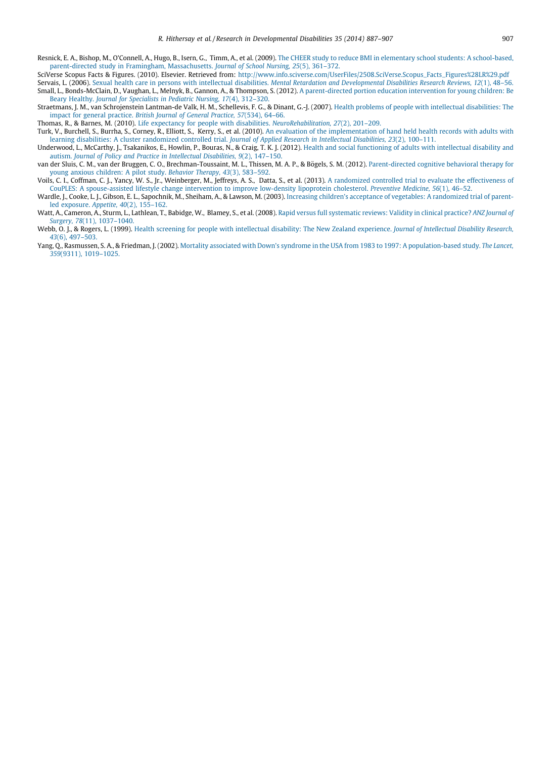Resnick, E. A., Bishop, M., O'Connell, A., Hugo, B., Isern, G., Timm, A., et al. (2009). The CHEER study to reduce BMI in elementary school students: A school-based, parent-directed study in Framingham, Massachusetts. *Journal of School Nursing, 25*(5), 361–372.

SciVerse Scopus Facts & Figures. (2010). Elsevier. Retrieved from: http://www.info.sciverse.com/UserFiles/2508.SciVerse.Scopus_Facts_Figures%28LR%29.pdf

Servais, L. (2006). Sexual health care in persons with intellectual disabilities. *Mental Retardation and Developmental Disabilities Research Reviews, 12*(1), 48–56.

Small, L., Bonds-McClain, D., Vaughan, L., Melnyk, B., Gannon, A., & Thompson, S. (2012). A parent-directed portion education intervention for young children: Be Beary Healthy. *Journal for Specialists in Pediatric Nursing, 17*(4), 312–320.

Straetmans, J. M., van Schrojenstein Lantman-de Valk, H. M., Schellevis, F. G., & Dinant, G.-J. (2007). Health problems of people with intellectual disabilities: The impact for general practice. *British Journal of General Practice, 57*(534), 64–66.

Thomas, R., & Barnes, M. (2010). Life expectancy for people with disabilities. *NeuroRehabilitation, 27*(2), 201–209.

Turk, V., Burchell, S., Burrha, S., Corney, R., Elliott, S., Kerry, S., et al. (2010). An evaluation of the implementation of hand held health records with adults with learning disabilities: A cluster randomized controlled trial. *Journal of Applied Research in Intellectual Disabilities, 23*(2), 100–111.

Underwood, L., McCarthy, J., Tsakanikos, E., Howlin, P., Bouras, N., & Craig, T. K. J. (2012). Health and social functioning of adults with intellectual disability and autism. *Journal of Policy and Practice in Intellectual Disabilities, 9*(2), 147–150.

van der Sluis, C. M., van der Bruggen, C. O., Brechman-Toussaint, M. L., Thissen, M. A. P., & Bögels, S. M. (2012). Parent-directed cognitive behavioral therapy for young anxious children: A pilot study. *Behavior Therapy, 43*(3), 583–592.

Voils, C. I., Coffman, C. J., Yancy, W. S., Jr., Weinberger, M., Jeffreys, A. S., Datta, S., et al. (2013). A randomized controlled trial to evaluate the effectiveness of CouPLES: A spouse-assisted lifestyle change intervention to improve low-density lipoprotein cholesterol. *Preventive Medicine, 56*(1), 46–52.

Wardle, J., Cooke, L. J., Gibson, E. L., Sapochnik, M., Sheiham, A., & Lawson, M. (2003). Increasing children's acceptance of vegetables: A randomized trial of parent-led exposure. *Appetite, 40*(2), 155–162.

Watt, A., Cameron, A., Sturm, L., Lathlean, T., Babidge, W., Blamey, S., et al. (2008). Rapid versus full systematic reviews: Validity in clinical practice? *ANZ Journal of Surgery, 78*(11), 1037–1040.

Webb, O. J., & Rogers, L. (1999). Health screening for people with intellectual disability: The New Zealand experience. *Journal of Intellectual Disability Research, 43*(6), 497–503.

Yang, Q., Rasmussen, S. A., & Friedman, J. (2002). Mortality associated with Down's syndrome in the USA from 1983 to 1997: A population-based study. *The Lancet, 359*(9311), 1019–1025.